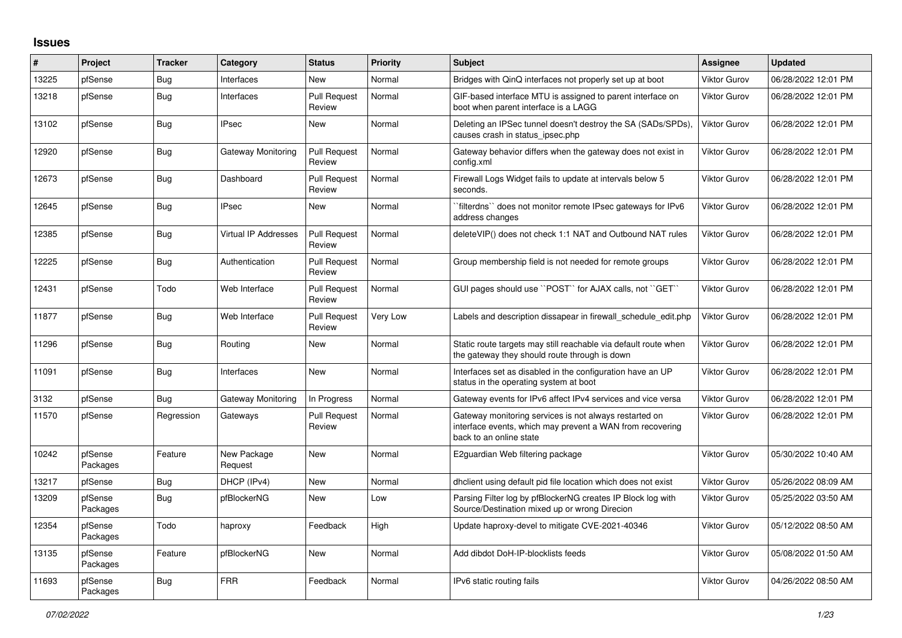# Issues

| # | Project | Tracker | Category | Status | Priority | Subject | Assignee | Updated |
|---|---|---|---|---|---|---|---|---|
| 13225 | pfSense | Bug | Interfaces | New | Normal | Bridges with QinQ interfaces not properly set up at boot | Viktor Gurov | 06/28/2022 12:01 PM |
| 13218 | pfSense | Bug | Interfaces | Pull Request Review | Normal | GIF-based interface MTU is assigned to parent interface on boot when parent interface is a LAGG | Viktor Gurov | 06/28/2022 12:01 PM |
| 13102 | pfSense | Bug | IPsec | New | Normal | Deleting an IPSec tunnel doesn't destroy the SA (SADs/SPDs), causes crash in status_ipsec.php | Viktor Gurov | 06/28/2022 12:01 PM |
| 12920 | pfSense | Bug | Gateway Monitoring | Pull Request Review | Normal | Gateway behavior differs when the gateway does not exist in config.xml | Viktor Gurov | 06/28/2022 12:01 PM |
| 12673 | pfSense | Bug | Dashboard | Pull Request Review | Normal | Firewall Logs Widget fails to update at intervals below 5 seconds. | Viktor Gurov | 06/28/2022 12:01 PM |
| 12645 | pfSense | Bug | IPsec | New | Normal | ``filterdns`` does not monitor remote IPsec gateways for IPv6 address changes | Viktor Gurov | 06/28/2022 12:01 PM |
| 12385 | pfSense | Bug | Virtual IP Addresses | Pull Request Review | Normal | deleteVIP() does not check 1:1 NAT and Outbound NAT rules | Viktor Gurov | 06/28/2022 12:01 PM |
| 12225 | pfSense | Bug | Authentication | Pull Request Review | Normal | Group membership field is not needed for remote groups | Viktor Gurov | 06/28/2022 12:01 PM |
| 12431 | pfSense | Todo | Web Interface | Pull Request Review | Normal | GUI pages should use ``POST`` for AJAX calls, not ``GET`` | Viktor Gurov | 06/28/2022 12:01 PM |
| 11877 | pfSense | Bug | Web Interface | Pull Request Review | Very Low | Labels and description dissapear in firewall_schedule_edit.php | Viktor Gurov | 06/28/2022 12:01 PM |
| 11296 | pfSense | Bug | Routing | New | Normal | Static route targets may still reachable via default route when the gateway they should route through is down | Viktor Gurov | 06/28/2022 12:01 PM |
| 11091 | pfSense | Bug | Interfaces | New | Normal | Interfaces set as disabled in the configuration have an UP status in the operating system at boot | Viktor Gurov | 06/28/2022 12:01 PM |
| 3132 | pfSense | Bug | Gateway Monitoring | In Progress | Normal | Gateway events for IPv6 affect IPv4 services and vice versa | Viktor Gurov | 06/28/2022 12:01 PM |
| 11570 | pfSense | Regression | Gateways | Pull Request Review | Normal | Gateway monitoring services is not always restarted on interface events, which may prevent a WAN from recovering back to an online state | Viktor Gurov | 06/28/2022 12:01 PM |
| 10242 | pfSense Packages | Feature | New Package Request | New | Normal | E2guardian Web filtering package | Viktor Gurov | 05/30/2022 10:40 AM |
| 13217 | pfSense | Bug | DHCP (IPv4) | New | Normal | dhclient using default pid file location which does not exist | Viktor Gurov | 05/26/2022 08:09 AM |
| 13209 | pfSense Packages | Bug | pfBlockerNG | New | Low | Parsing Filter log by pfBlockerNG creates IP Block log with Source/Destination mixed up or wrong Direcion | Viktor Gurov | 05/25/2022 03:50 AM |
| 12354 | pfSense Packages | Todo | haproxy | Feedback | High | Update haproxy-devel to mitigate CVE-2021-40346 | Viktor Gurov | 05/12/2022 08:50 AM |
| 13135 | pfSense Packages | Feature | pfBlockerNG | New | Normal | Add dibdot DoH-IP-blocklists feeds | Viktor Gurov | 05/08/2022 01:50 AM |
| 11693 | pfSense Packages | Bug | FRR | Feedback | Normal | IPv6 static routing fails | Viktor Gurov | 04/26/2022 08:50 AM |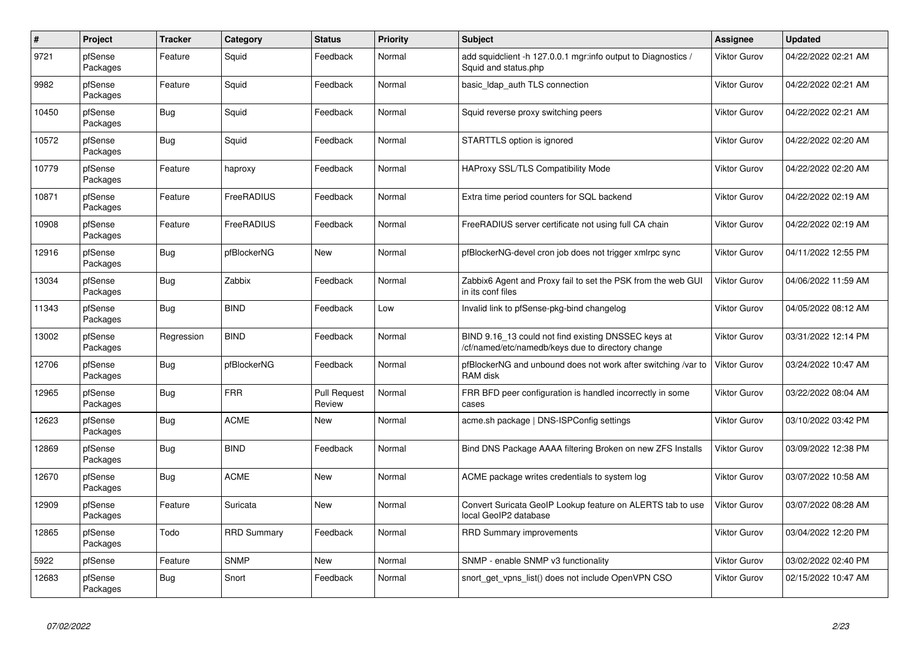| # | Project | Tracker | Category | Status | Priority | Subject | Assignee | Updated |
| --- | --- | --- | --- | --- | --- | --- | --- | --- |
| 9721 | pfSense Packages | Feature | Squid | Feedback | Normal | add squidclient -h 127.0.0.1 mgr:info output to Diagnostics / Squid and status.php | Viktor Gurov | 04/22/2022 02:21 AM |
| 9982 | pfSense Packages | Feature | Squid | Feedback | Normal | basic_ldap_auth TLS connection | Viktor Gurov | 04/22/2022 02:21 AM |
| 10450 | pfSense Packages | Bug | Squid | Feedback | Normal | Squid reverse proxy switching peers | Viktor Gurov | 04/22/2022 02:21 AM |
| 10572 | pfSense Packages | Bug | Squid | Feedback | Normal | STARTTLS option is ignored | Viktor Gurov | 04/22/2022 02:20 AM |
| 10779 | pfSense Packages | Feature | haproxy | Feedback | Normal | HAProxy SSL/TLS Compatibility Mode | Viktor Gurov | 04/22/2022 02:20 AM |
| 10871 | pfSense Packages | Feature | FreeRADIUS | Feedback | Normal | Extra time period counters for SQL backend | Viktor Gurov | 04/22/2022 02:19 AM |
| 10908 | pfSense Packages | Feature | FreeRADIUS | Feedback | Normal | FreeRADIUS server certificate not using full CA chain | Viktor Gurov | 04/22/2022 02:19 AM |
| 12916 | pfSense Packages | Bug | pfBlockerNG | New | Normal | pfBlockerNG-devel cron job does not trigger xmlrpc sync | Viktor Gurov | 04/11/2022 12:55 PM |
| 13034 | pfSense Packages | Bug | Zabbix | Feedback | Normal | Zabbix6 Agent and Proxy fail to set the PSK from the web GUI in its conf files | Viktor Gurov | 04/06/2022 11:59 AM |
| 11343 | pfSense Packages | Bug | BIND | Feedback | Low | Invalid link to pfSense-pkg-bind changelog | Viktor Gurov | 04/05/2022 08:12 AM |
| 13002 | pfSense Packages | Regression | BIND | Feedback | Normal | BIND 9.16_13 could not find existing DNSSEC keys at /cf/named/etc/namedb/keys due to directory change | Viktor Gurov | 03/31/2022 12:14 PM |
| 12706 | pfSense Packages | Bug | pfBlockerNG | Feedback | Normal | pfBlockerNG and unbound does not work after switching /var to RAM disk | Viktor Gurov | 03/24/2022 10:47 AM |
| 12965 | pfSense Packages | Bug | FRR | Pull Request Review | Normal | FRR BFD peer configuration is handled incorrectly in some cases | Viktor Gurov | 03/22/2022 08:04 AM |
| 12623 | pfSense Packages | Bug | ACME | New | Normal | acme.sh package \| DNS-ISPConfig settings | Viktor Gurov | 03/10/2022 03:42 PM |
| 12869 | pfSense Packages | Bug | BIND | Feedback | Normal | Bind DNS Package AAAA filtering Broken on new ZFS Installs | Viktor Gurov | 03/09/2022 12:38 PM |
| 12670 | pfSense Packages | Bug | ACME | New | Normal | ACME package writes credentials to system log | Viktor Gurov | 03/07/2022 10:58 AM |
| 12909 | pfSense Packages | Feature | Suricata | New | Normal | Convert Suricata GeoIP Lookup feature on ALERTS tab to use local GeoIP2 database | Viktor Gurov | 03/07/2022 08:28 AM |
| 12865 | pfSense Packages | Todo | RRD Summary | Feedback | Normal | RRD Summary improvements | Viktor Gurov | 03/04/2022 12:20 PM |
| 5922 | pfSense | Feature | SNMP | New | Normal | SNMP - enable SNMP v3 functionality | Viktor Gurov | 03/02/2022 02:40 PM |
| 12683 | pfSense Packages | Bug | Snort | Feedback | Normal | snort_get_vpns_list() does not include OpenVPN CSO | Viktor Gurov | 02/15/2022 10:47 AM |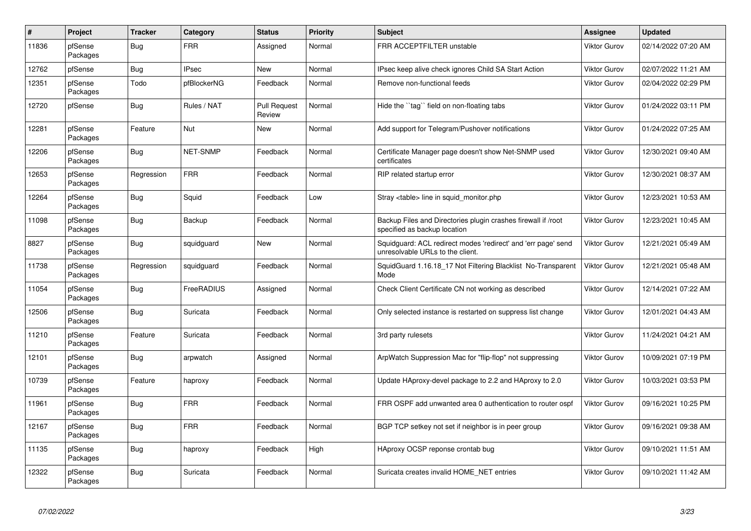| # | Project | Tracker | Category | Status | Priority | Subject | Assignee | Updated |
|---|---|---|---|---|---|---|---|---|
| 11836 | pfSense Packages | Bug | FRR | Assigned | Normal | FRR ACCEPTFILTER unstable | Viktor Gurov | 02/14/2022 07:20 AM |
| 12762 | pfSense | Bug | IPsec | New | Normal | IPsec keep alive check ignores Child SA Start Action | Viktor Gurov | 02/07/2022 11:21 AM |
| 12351 | pfSense Packages | Todo | pfBlockerNG | Feedback | Normal | Remove non-functional feeds | Viktor Gurov | 02/04/2022 02:29 PM |
| 12720 | pfSense | Bug | Rules / NAT | Pull Request Review | Normal | Hide the ``tag`` field on non-floating tabs | Viktor Gurov | 01/24/2022 03:11 PM |
| 12281 | pfSense Packages | Feature | Nut | New | Normal | Add support for Telegram/Pushover notifications | Viktor Gurov | 01/24/2022 07:25 AM |
| 12206 | pfSense Packages | Bug | NET-SNMP | Feedback | Normal | Certificate Manager page doesn't show Net-SNMP used certificates | Viktor Gurov | 12/30/2021 09:40 AM |
| 12653 | pfSense Packages | Regression | FRR | Feedback | Normal | RIP related startup error | Viktor Gurov | 12/30/2021 08:37 AM |
| 12264 | pfSense Packages | Bug | Squid | Feedback | Low | Stray <table> line in squid_monitor.php | Viktor Gurov | 12/23/2021 10:53 AM |
| 11098 | pfSense Packages | Bug | Backup | Feedback | Normal | Backup Files and Directories plugin crashes firewall if /root specified as backup location | Viktor Gurov | 12/23/2021 10:45 AM |
| 8827 | pfSense Packages | Bug | squidguard | New | Normal | Squidguard: ACL redirect modes 'redirect' and 'err page' send unresolvable URLs to the client. | Viktor Gurov | 12/21/2021 05:49 AM |
| 11738 | pfSense Packages | Regression | squidguard | Feedback | Normal | SquidGuard 1.16.18_17 Not Filtering Blacklist No-Transparent Mode | Viktor Gurov | 12/21/2021 05:48 AM |
| 11054 | pfSense Packages | Bug | FreeRADIUS | Assigned | Normal | Check Client Certificate CN not working as described | Viktor Gurov | 12/14/2021 07:22 AM |
| 12506 | pfSense Packages | Bug | Suricata | Feedback | Normal | Only selected instance is restarted on suppress list change | Viktor Gurov | 12/01/2021 04:43 AM |
| 11210 | pfSense Packages | Feature | Suricata | Feedback | Normal | 3rd party rulesets | Viktor Gurov | 11/24/2021 04:21 AM |
| 12101 | pfSense Packages | Bug | arpwatch | Assigned | Normal | ArpWatch Suppression Mac for "flip-flop" not suppressing | Viktor Gurov | 10/09/2021 07:19 PM |
| 10739 | pfSense Packages | Feature | haproxy | Feedback | Normal | Update HAproxy-devel package to 2.2 and HAproxy to 2.0 | Viktor Gurov | 10/03/2021 03:53 PM |
| 11961 | pfSense Packages | Bug | FRR | Feedback | Normal | FRR OSPF add unwanted area 0 authentication to router ospf | Viktor Gurov | 09/16/2021 10:25 PM |
| 12167 | pfSense Packages | Bug | FRR | Feedback | Normal | BGP TCP setkey not set if neighbor is in peer group | Viktor Gurov | 09/16/2021 09:38 AM |
| 11135 | pfSense Packages | Bug | haproxy | Feedback | High | HAproxy OCSP reponse crontab bug | Viktor Gurov | 09/10/2021 11:51 AM |
| 12322 | pfSense Packages | Bug | Suricata | Feedback | Normal | Suricata creates invalid HOME_NET entries | Viktor Gurov | 09/10/2021 11:42 AM |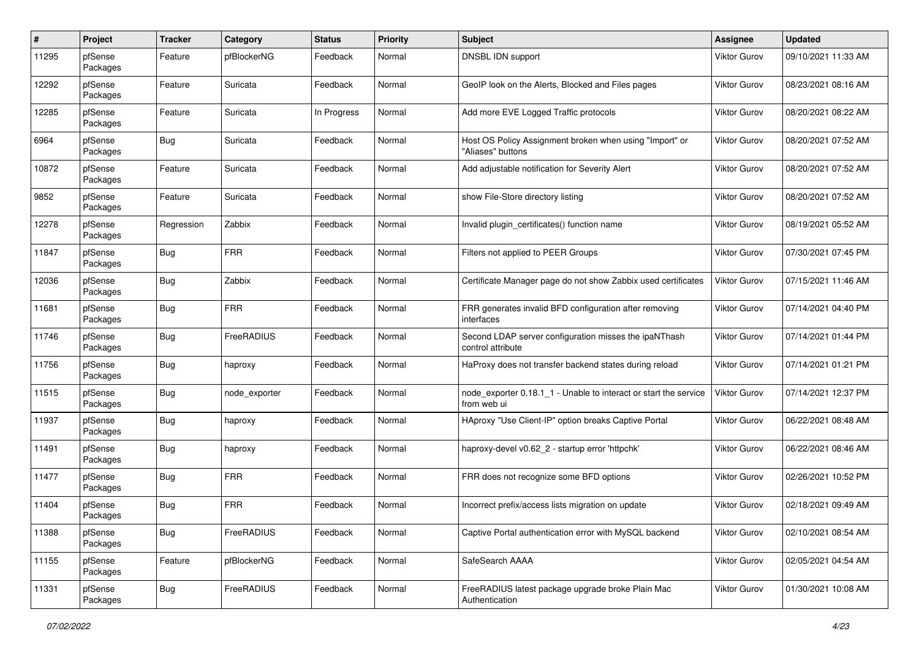| # | Project | Tracker | Category | Status | Priority | Subject | Assignee | Updated |
|---|---|---|---|---|---|---|---|---|
| 11295 | pfSense Packages | Feature | pfBlockerNG | Feedback | Normal | DNSBL IDN support | Viktor Gurov | 09/10/2021 11:33 AM |
| 12292 | pfSense Packages | Feature | Suricata | Feedback | Normal | GeoIP look on the Alerts, Blocked and Files pages | Viktor Gurov | 08/23/2021 08:16 AM |
| 12285 | pfSense Packages | Feature | Suricata | In Progress | Normal | Add more EVE Logged Traffic protocols | Viktor Gurov | 08/20/2021 08:22 AM |
| 6964 | pfSense Packages | Bug | Suricata | Feedback | Normal | Host OS Policy Assignment broken when using "Import" or "Aliases" buttons | Viktor Gurov | 08/20/2021 07:52 AM |
| 10872 | pfSense Packages | Feature | Suricata | Feedback | Normal | Add adjustable notification for Severity Alert | Viktor Gurov | 08/20/2021 07:52 AM |
| 9852 | pfSense Packages | Feature | Suricata | Feedback | Normal | show File-Store directory listing | Viktor Gurov | 08/20/2021 07:52 AM |
| 12278 | pfSense Packages | Regression | Zabbix | Feedback | Normal | Invalid plugin_certificates() function name | Viktor Gurov | 08/19/2021 05:52 AM |
| 11847 | pfSense Packages | Bug | FRR | Feedback | Normal | Filters not applied to PEER Groups | Viktor Gurov | 07/30/2021 07:45 PM |
| 12036 | pfSense Packages | Bug | Zabbix | Feedback | Normal | Certificate Manager page do not show Zabbix used certificates | Viktor Gurov | 07/15/2021 11:46 AM |
| 11681 | pfSense Packages | Bug | FRR | Feedback | Normal | FRR generates invalid BFD configuration after removing interfaces | Viktor Gurov | 07/14/2021 04:40 PM |
| 11746 | pfSense Packages | Bug | FreeRADIUS | Feedback | Normal | Second LDAP server configuration misses the ipaNThash control attribute | Viktor Gurov | 07/14/2021 01:44 PM |
| 11756 | pfSense Packages | Bug | haproxy | Feedback | Normal | HaProxy does not transfer backend states during reload | Viktor Gurov | 07/14/2021 01:21 PM |
| 11515 | pfSense Packages | Bug | node_exporter | Feedback | Normal | node_exporter 0.18.1_1 - Unable to interact or start the service from web ui | Viktor Gurov | 07/14/2021 12:37 PM |
| 11937 | pfSense Packages | Bug | haproxy | Feedback | Normal | HAproxy "Use Client-IP" option breaks Captive Portal | Viktor Gurov | 06/22/2021 08:48 AM |
| 11491 | pfSense Packages | Bug | haproxy | Feedback | Normal | haproxy-devel v0.62_2 - startup error 'httpchk' | Viktor Gurov | 06/22/2021 08:46 AM |
| 11477 | pfSense Packages | Bug | FRR | Feedback | Normal | FRR does not recognize some BFD options | Viktor Gurov | 02/26/2021 10:52 PM |
| 11404 | pfSense Packages | Bug | FRR | Feedback | Normal | Incorrect prefix/access lists migration on update | Viktor Gurov | 02/18/2021 09:49 AM |
| 11388 | pfSense Packages | Bug | FreeRADIUS | Feedback | Normal | Captive Portal authentication error with MySQL backend | Viktor Gurov | 02/10/2021 08:54 AM |
| 11155 | pfSense Packages | Feature | pfBlockerNG | Feedback | Normal | SafeSearch AAAA | Viktor Gurov | 02/05/2021 04:54 AM |
| 11331 | pfSense Packages | Bug | FreeRADIUS | Feedback | Normal | FreeRADIUS latest package upgrade broke Plain Mac Authentication | Viktor Gurov | 01/30/2021 10:08 AM |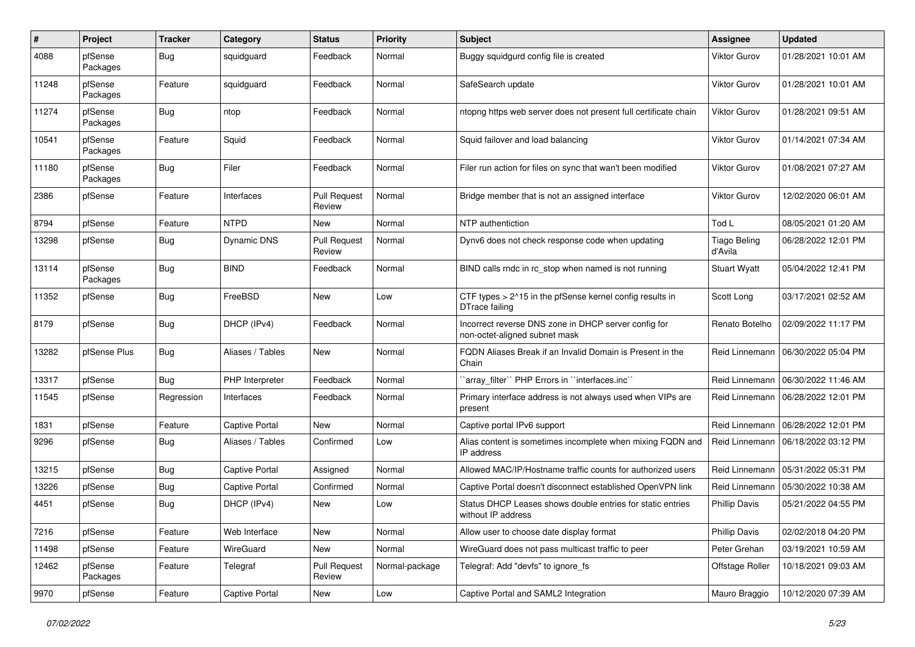| # | Project | Tracker | Category | Status | Priority | Subject | Assignee | Updated |
|---|---|---|---|---|---|---|---|---|
| 4088 | pfSense Packages | Bug | squidguard | Feedback | Normal | Buggy squidgurd config file is created | Viktor Gurov | 01/28/2021 10:01 AM |
| 11248 | pfSense Packages | Feature | squidguard | Feedback | Normal | SafeSearch update | Viktor Gurov | 01/28/2021 10:01 AM |
| 11274 | pfSense Packages | Bug | ntop | Feedback | Normal | ntopng https web server does not present full certificate chain | Viktor Gurov | 01/28/2021 09:51 AM |
| 10541 | pfSense Packages | Feature | Squid | Feedback | Normal | Squid failover and load balancing | Viktor Gurov | 01/14/2021 07:34 AM |
| 11180 | pfSense Packages | Bug | Filer | Feedback | Normal | Filer run action for files on sync that wan't been modified | Viktor Gurov | 01/08/2021 07:27 AM |
| 2386 | pfSense | Feature | Interfaces | Pull Request Review | Normal | Bridge member that is not an assigned interface | Viktor Gurov | 12/02/2020 06:01 AM |
| 8794 | pfSense | Feature | NTPD | New | Normal | NTP authentiction | Tod L | 08/05/2021 01:20 AM |
| 13298 | pfSense | Bug | Dynamic DNS | Pull Request Review | Normal | Dynv6 does not check response code when updating | Tiago Beling d'Avila | 06/28/2022 12:01 PM |
| 13114 | pfSense Packages | Bug | BIND | Feedback | Normal | BIND calls rndc in rc_stop when named is not running | Stuart Wyatt | 05/04/2022 12:41 PM |
| 11352 | pfSense | Bug | FreeBSD | New | Low | CTF types > 2^15 in the pfSense kernel config results in DTrace failing | Scott Long | 03/17/2021 02:52 AM |
| 8179 | pfSense | Bug | DHCP (IPv4) | Feedback | Normal | Incorrect reverse DNS zone in DHCP server config for non-octet-aligned subnet mask | Renato Botelho | 02/09/2022 11:17 PM |
| 13282 | pfSense Plus | Bug | Aliases / Tables | New | Normal | FQDN Aliases Break if an Invalid Domain is Present in the Chain | Reid Linnemann | 06/30/2022 05:04 PM |
| 13317 | pfSense | Bug | PHP Interpreter | Feedback | Normal | ``array_filter`` PHP Errors in ``interfaces.inc`` | Reid Linnemann | 06/30/2022 11:46 AM |
| 11545 | pfSense | Regression | Interfaces | Feedback | Normal | Primary interface address is not always used when VIPs are present | Reid Linnemann | 06/28/2022 12:01 PM |
| 1831 | pfSense | Feature | Captive Portal | New | Normal | Captive portal IPv6 support | Reid Linnemann | 06/28/2022 12:01 PM |
| 9296 | pfSense | Bug | Aliases / Tables | Confirmed | Low | Alias content is sometimes incomplete when mixing FQDN and IP address | Reid Linnemann | 06/18/2022 03:12 PM |
| 13215 | pfSense | Bug | Captive Portal | Assigned | Normal | Allowed MAC/IP/Hostname traffic counts for authorized users | Reid Linnemann | 05/31/2022 05:31 PM |
| 13226 | pfSense | Bug | Captive Portal | Confirmed | Normal | Captive Portal doesn't disconnect established OpenVPN link | Reid Linnemann | 05/30/2022 10:38 AM |
| 4451 | pfSense | Bug | DHCP (IPv4) | New | Low | Status DHCP Leases shows double entries for static entries without IP address | Phillip Davis | 05/21/2022 04:55 PM |
| 7216 | pfSense | Feature | Web Interface | New | Normal | Allow user to choose date display format | Phillip Davis | 02/02/2018 04:20 PM |
| 11498 | pfSense | Feature | WireGuard | New | Normal | WireGuard does not pass multicast traffic to peer | Peter Grehan | 03/19/2021 10:59 AM |
| 12462 | pfSense Packages | Feature | Telegraf | Pull Request Review | Normal-package | Telegraf: Add "devfs" to ignore_fs | Offstage Roller | 10/18/2021 09:03 AM |
| 9970 | pfSense | Feature | Captive Portal | New | Low | Captive Portal and SAML2 Integration | Mauro Braggio | 10/12/2020 07:39 AM |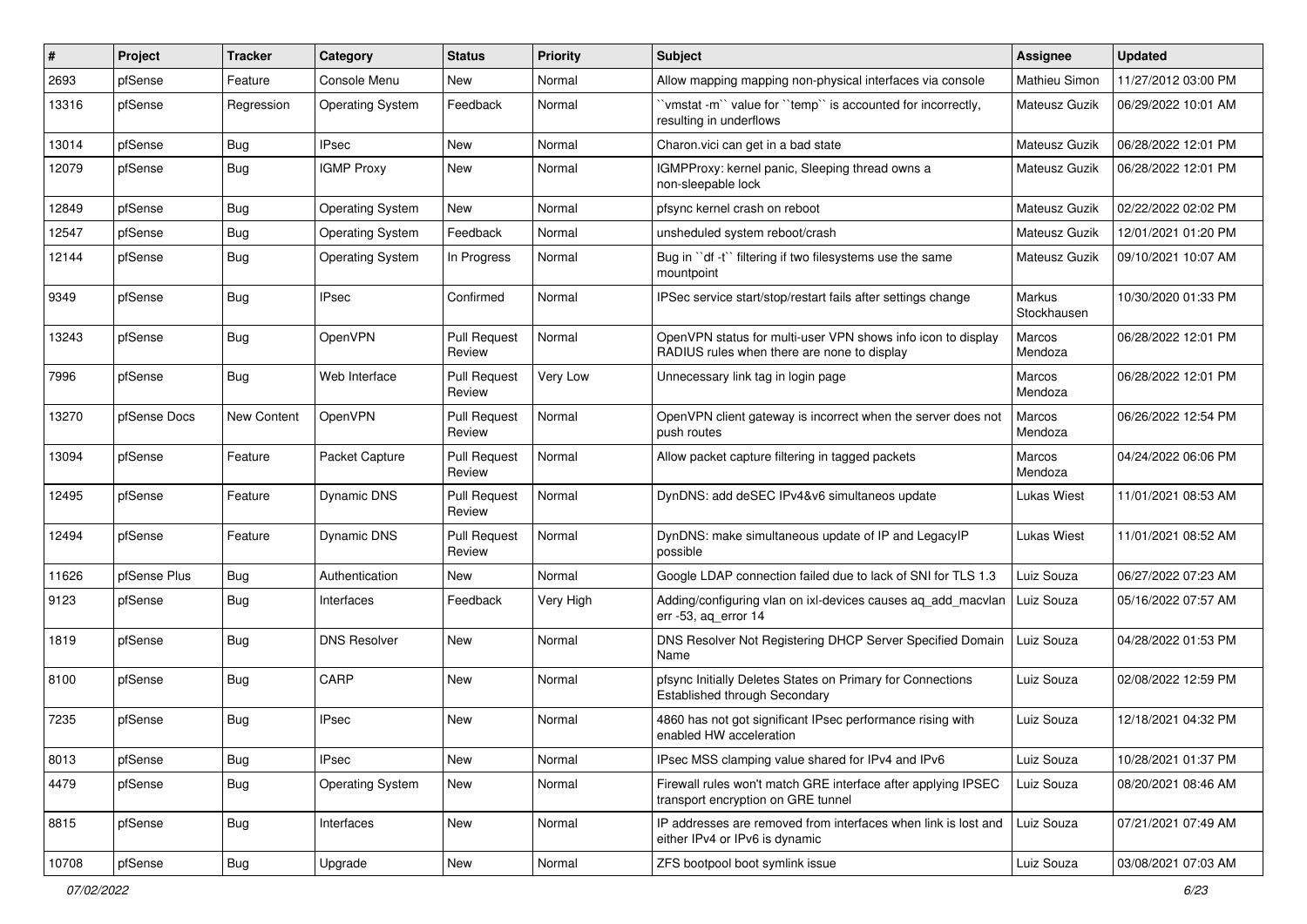| # | Project | Tracker | Category | Status | Priority | Subject | Assignee | Updated |
|---|---|---|---|---|---|---|---|---|
| 2693 | pfSense | Feature | Console Menu | New | Normal | Allow mapping mapping non-physical interfaces via console | Mathieu Simon | 11/27/2012 03:00 PM |
| 13316 | pfSense | Regression | Operating System | Feedback | Normal | ``vmstat -m`` value for ``temp`` is accounted for incorrectly, resulting in underflows | Mateusz Guzik | 06/29/2022 10:01 AM |
| 13014 | pfSense | Bug | IPsec | New | Normal | Charon.vici can get in a bad state | Mateusz Guzik | 06/28/2022 12:01 PM |
| 12079 | pfSense | Bug | IGMP Proxy | New | Normal | IGMPProxy: kernel panic, Sleeping thread owns a non-sleepable lock | Mateusz Guzik | 06/28/2022 12:01 PM |
| 12849 | pfSense | Bug | Operating System | New | Normal | pfsync kernel crash on reboot | Mateusz Guzik | 02/22/2022 02:02 PM |
| 12547 | pfSense | Bug | Operating System | Feedback | Normal | unsheduled system reboot/crash | Mateusz Guzik | 12/01/2021 01:20 PM |
| 12144 | pfSense | Bug | Operating System | In Progress | Normal | Bug in ``df -t`` filtering if two filesystems use the same mountpoint | Mateusz Guzik | 09/10/2021 10:07 AM |
| 9349 | pfSense | Bug | IPsec | Confirmed | Normal | IPSec service start/stop/restart fails after settings change | Markus Stockhausen | 10/30/2020 01:33 PM |
| 13243 | pfSense | Bug | OpenVPN | Pull Request Review | Normal | OpenVPN status for multi-user VPN shows info icon to display RADIUS rules when there are none to display | Marcos Mendoza | 06/28/2022 12:01 PM |
| 7996 | pfSense | Bug | Web Interface | Pull Request Review | Very Low | Unnecessary link tag in login page | Marcos Mendoza | 06/28/2022 12:01 PM |
| 13270 | pfSense Docs | New Content | OpenVPN | Pull Request Review | Normal | OpenVPN client gateway is incorrect when the server does not push routes | Marcos Mendoza | 06/26/2022 12:54 PM |
| 13094 | pfSense | Feature | Packet Capture | Pull Request Review | Normal | Allow packet capture filtering in tagged packets | Marcos Mendoza | 04/24/2022 06:06 PM |
| 12495 | pfSense | Feature | Dynamic DNS | Pull Request Review | Normal | DynDNS: add deSEC IPv4&v6 simultaneos update | Lukas Wiest | 11/01/2021 08:53 AM |
| 12494 | pfSense | Feature | Dynamic DNS | Pull Request Review | Normal | DynDNS: make simultaneous update of IP and LegacyIP possible | Lukas Wiest | 11/01/2021 08:52 AM |
| 11626 | pfSense Plus | Bug | Authentication | New | Normal | Google LDAP connection failed due to lack of SNI for TLS 1.3 | Luiz Souza | 06/27/2022 07:23 AM |
| 9123 | pfSense | Bug | Interfaces | Feedback | Very High | Adding/configuring vlan on ixl-devices causes aq_add_macvlan err -53, aq_error 14 | Luiz Souza | 05/16/2022 07:57 AM |
| 1819 | pfSense | Bug | DNS Resolver | New | Normal | DNS Resolver Not Registering DHCP Server Specified Domain Name | Luiz Souza | 04/28/2022 01:53 PM |
| 8100 | pfSense | Bug | CARP | New | Normal | pfsync Initially Deletes States on Primary for Connections Established through Secondary | Luiz Souza | 02/08/2022 12:59 PM |
| 7235 | pfSense | Bug | IPsec | New | Normal | 4860 has not got significant IPsec performance rising with enabled HW acceleration | Luiz Souza | 12/18/2021 04:32 PM |
| 8013 | pfSense | Bug | IPsec | New | Normal | IPsec MSS clamping value shared for IPv4 and IPv6 | Luiz Souza | 10/28/2021 01:37 PM |
| 4479 | pfSense | Bug | Operating System | New | Normal | Firewall rules won't match GRE interface after applying IPSEC transport encryption on GRE tunnel | Luiz Souza | 08/20/2021 08:46 AM |
| 8815 | pfSense | Bug | Interfaces | New | Normal | IP addresses are removed from interfaces when link is lost and either IPv4 or IPv6 is dynamic | Luiz Souza | 07/21/2021 07:49 AM |
| 10708 | pfSense | Bug | Upgrade | New | Normal | ZFS bootpool boot symlink issue | Luiz Souza | 03/08/2021 07:03 AM |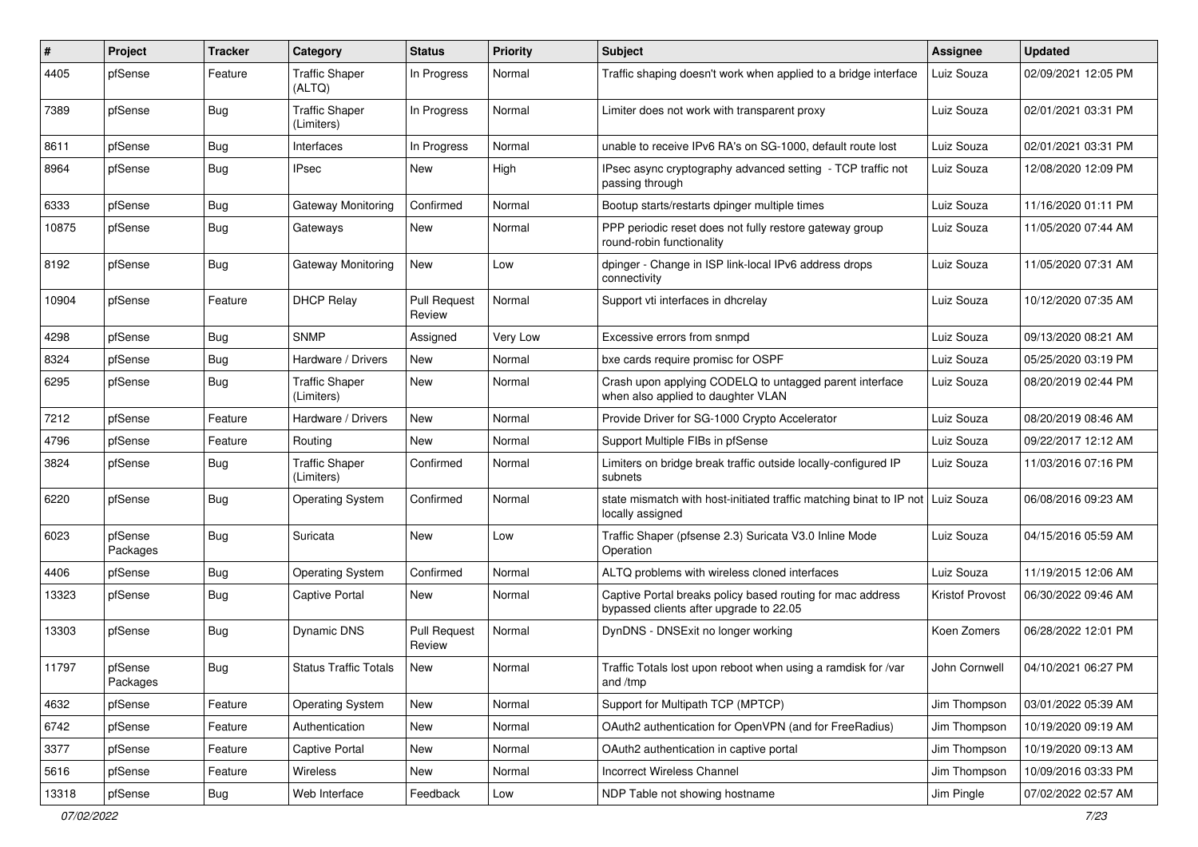| # | Project | Tracker | Category | Status | Priority | Subject | Assignee | Updated |
|---|---|---|---|---|---|---|---|---|
| 4405 | pfSense | Feature | Traffic Shaper (ALTQ) | In Progress | Normal | Traffic shaping doesn't work when applied to a bridge interface | Luiz Souza | 02/09/2021 12:05 PM |
| 7389 | pfSense | Bug | Traffic Shaper (Limiters) | In Progress | Normal | Limiter does not work with transparent proxy | Luiz Souza | 02/01/2021 03:31 PM |
| 8611 | pfSense | Bug | Interfaces | In Progress | Normal | unable to receive IPv6 RA's on SG-1000, default route lost | Luiz Souza | 02/01/2021 03:31 PM |
| 8964 | pfSense | Bug | IPsec | New | High | IPsec async cryptography advanced setting - TCP traffic not passing through | Luiz Souza | 12/08/2020 12:09 PM |
| 6333 | pfSense | Bug | Gateway Monitoring | Confirmed | Normal | Bootup starts/restarts dpinger multiple times | Luiz Souza | 11/16/2020 01:11 PM |
| 10875 | pfSense | Bug | Gateways | New | Normal | PPP periodic reset does not fully restore gateway group round-robin functionality | Luiz Souza | 11/05/2020 07:44 AM |
| 8192 | pfSense | Bug | Gateway Monitoring | New | Low | dpinger - Change in ISP link-local IPv6 address drops connectivity | Luiz Souza | 11/05/2020 07:31 AM |
| 10904 | pfSense | Feature | DHCP Relay | Pull Request Review | Normal | Support vti interfaces in dhcrelay | Luiz Souza | 10/12/2020 07:35 AM |
| 4298 | pfSense | Bug | SNMP | Assigned | Very Low | Excessive errors from snmpd | Luiz Souza | 09/13/2020 08:21 AM |
| 8324 | pfSense | Bug | Hardware / Drivers | New | Normal | bxe cards require promisc for OSPF | Luiz Souza | 05/25/2020 03:19 PM |
| 6295 | pfSense | Bug | Traffic Shaper (Limiters) | New | Normal | Crash upon applying CODELQ to untagged parent interface when also applied to daughter VLAN | Luiz Souza | 08/20/2019 02:44 PM |
| 7212 | pfSense | Feature | Hardware / Drivers | New | Normal | Provide Driver for SG-1000 Crypto Accelerator | Luiz Souza | 08/20/2019 08:46 AM |
| 4796 | pfSense | Feature | Routing | New | Normal | Support Multiple FIBs in pfSense | Luiz Souza | 09/22/2017 12:12 AM |
| 3824 | pfSense | Bug | Traffic Shaper (Limiters) | Confirmed | Normal | Limiters on bridge break traffic outside locally-configured IP subnets | Luiz Souza | 11/03/2016 07:16 PM |
| 6220 | pfSense | Bug | Operating System | Confirmed | Normal | state mismatch with host-initiated traffic matching binat to IP not locally assigned | Luiz Souza | 06/08/2016 09:23 AM |
| 6023 | pfSense Packages | Bug | Suricata | New | Low | Traffic Shaper (pfsense 2.3) Suricata V3.0 Inline Mode Operation | Luiz Souza | 04/15/2016 05:59 AM |
| 4406 | pfSense | Bug | Operating System | Confirmed | Normal | ALTQ problems with wireless cloned interfaces | Luiz Souza | 11/19/2015 12:06 AM |
| 13323 | pfSense | Bug | Captive Portal | New | Normal | Captive Portal breaks policy based routing for mac address bypassed clients after upgrade to 22.05 | Kristof Provost | 06/30/2022 09:46 AM |
| 13303 | pfSense | Bug | Dynamic DNS | Pull Request Review | Normal | DynDNS - DNSExit no longer working | Koen Zomers | 06/28/2022 12:01 PM |
| 11797 | pfSense Packages | Bug | Status Traffic Totals | New | Normal | Traffic Totals lost upon reboot when using a ramdisk for /var and /tmp | John Cornwell | 04/10/2021 06:27 PM |
| 4632 | pfSense | Feature | Operating System | New | Normal | Support for Multipath TCP (MPTCP) | Jim Thompson | 03/01/2022 05:39 AM |
| 6742 | pfSense | Feature | Authentication | New | Normal | OAuth2 authentication for OpenVPN (and for FreeRadius) | Jim Thompson | 10/19/2020 09:19 AM |
| 3377 | pfSense | Feature | Captive Portal | New | Normal | OAuth2 authentication in captive portal | Jim Thompson | 10/19/2020 09:13 AM |
| 5616 | pfSense | Feature | Wireless | New | Normal | Incorrect Wireless Channel | Jim Thompson | 10/09/2016 03:33 PM |
| 13318 | pfSense | Bug | Web Interface | Feedback | Low | NDP Table not showing hostname | Jim Pingle | 07/02/2022 02:57 AM |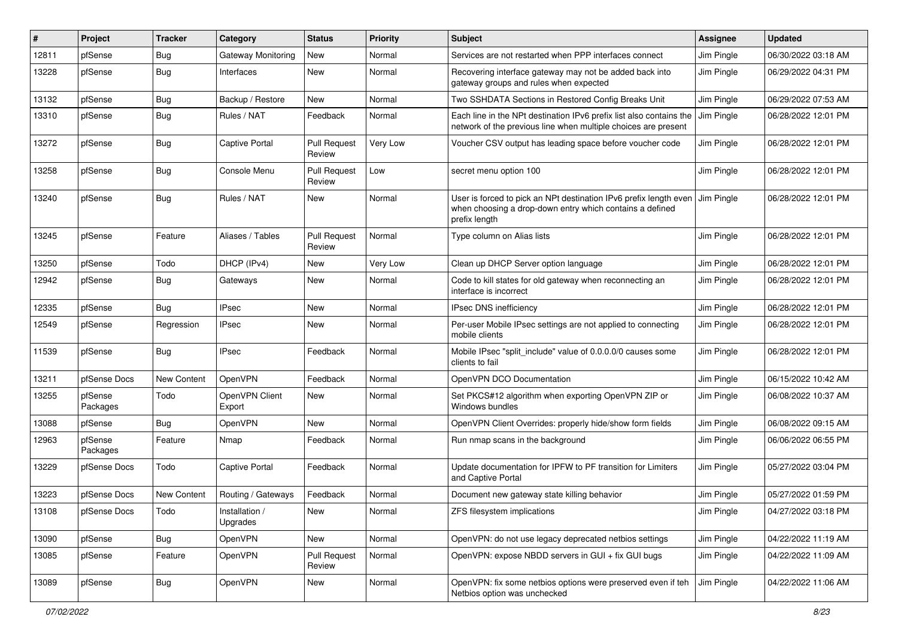| # | Project | Tracker | Category | Status | Priority | Subject | Assignee | Updated |
|---|---|---|---|---|---|---|---|---|
| 12811 | pfSense | Bug | Gateway Monitoring | New | Normal | Services are not restarted when PPP interfaces connect | Jim Pingle | 06/30/2022 03:18 AM |
| 13228 | pfSense | Bug | Interfaces | New | Normal | Recovering interface gateway may not be added back into gateway groups and rules when expected | Jim Pingle | 06/29/2022 04:31 PM |
| 13132 | pfSense | Bug | Backup / Restore | New | Normal | Two SSHDATA Sections in Restored Config Breaks Unit | Jim Pingle | 06/29/2022 07:53 AM |
| 13310 | pfSense | Bug | Rules / NAT | Feedback | Normal | Each line in the NPt destination IPv6 prefix list also contains the network of the previous line when multiple choices are present | Jim Pingle | 06/28/2022 12:01 PM |
| 13272 | pfSense | Bug | Captive Portal | Pull Request Review | Very Low | Voucher CSV output has leading space before voucher code | Jim Pingle | 06/28/2022 12:01 PM |
| 13258 | pfSense | Bug | Console Menu | Pull Request Review | Low | secret menu option 100 | Jim Pingle | 06/28/2022 12:01 PM |
| 13240 | pfSense | Bug | Rules / NAT | New | Normal | User is forced to pick an NPt destination IPv6 prefix length even when choosing a drop-down entry which contains a defined prefix length | Jim Pingle | 06/28/2022 12:01 PM |
| 13245 | pfSense | Feature | Aliases / Tables | Pull Request Review | Normal | Type column on Alias lists | Jim Pingle | 06/28/2022 12:01 PM |
| 13250 | pfSense | Todo | DHCP (IPv4) | New | Very Low | Clean up DHCP Server option language | Jim Pingle | 06/28/2022 12:01 PM |
| 12942 | pfSense | Bug | Gateways | New | Normal | Code to kill states for old gateway when reconnecting an interface is incorrect | Jim Pingle | 06/28/2022 12:01 PM |
| 12335 | pfSense | Bug | IPsec | New | Normal | IPsec DNS inefficiency | Jim Pingle | 06/28/2022 12:01 PM |
| 12549 | pfSense | Regression | IPsec | New | Normal | Per-user Mobile IPsec settings are not applied to connecting mobile clients | Jim Pingle | 06/28/2022 12:01 PM |
| 11539 | pfSense | Bug | IPsec | Feedback | Normal | Mobile IPsec "split_include" value of 0.0.0.0/0 causes some clients to fail | Jim Pingle | 06/28/2022 12:01 PM |
| 13211 | pfSense Docs | New Content | OpenVPN | Feedback | Normal | OpenVPN DCO Documentation | Jim Pingle | 06/15/2022 10:42 AM |
| 13255 | pfSense Packages | Todo | OpenVPN Client Export | New | Normal | Set PKCS#12 algorithm when exporting OpenVPN ZIP or Windows bundles | Jim Pingle | 06/08/2022 10:37 AM |
| 13088 | pfSense | Bug | OpenVPN | New | Normal | OpenVPN Client Overrides: properly hide/show form fields | Jim Pingle | 06/08/2022 09:15 AM |
| 12963 | pfSense Packages | Feature | Nmap | Feedback | Normal | Run nmap scans in the background | Jim Pingle | 06/06/2022 06:55 PM |
| 13229 | pfSense Docs | Todo | Captive Portal | Feedback | Normal | Update documentation for IPFW to PF transition for Limiters and Captive Portal | Jim Pingle | 05/27/2022 03:04 PM |
| 13223 | pfSense Docs | New Content | Routing / Gateways | Feedback | Normal | Document new gateway state killing behavior | Jim Pingle | 05/27/2022 01:59 PM |
| 13108 | pfSense Docs | Todo | Installation / Upgrades | New | Normal | ZFS filesystem implications | Jim Pingle | 04/27/2022 03:18 PM |
| 13090 | pfSense | Bug | OpenVPN | New | Normal | OpenVPN: do not use legacy deprecated netbios settings | Jim Pingle | 04/22/2022 11:19 AM |
| 13085 | pfSense | Feature | OpenVPN | Pull Request Review | Normal | OpenVPN: expose NBDD servers in GUI + fix GUI bugs | Jim Pingle | 04/22/2022 11:09 AM |
| 13089 | pfSense | Bug | OpenVPN | New | Normal | OpenVPN: fix some netbios options were preserved even if teh Netbios option was unchecked | Jim Pingle | 04/22/2022 11:06 AM |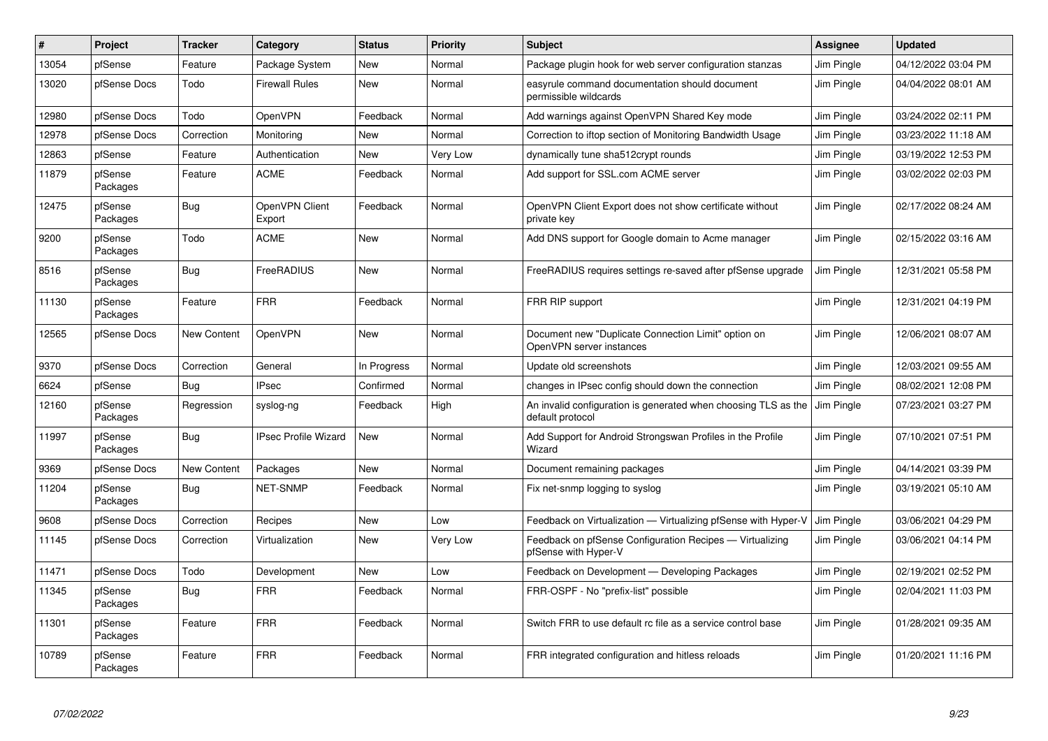| # | Project | Tracker | Category | Status | Priority | Subject | Assignee | Updated |
|---|---|---|---|---|---|---|---|---|
| 13054 | pfSense | Feature | Package System | New | Normal | Package plugin hook for web server configuration stanzas | Jim Pingle | 04/12/2022 03:04 PM |
| 13020 | pfSense Docs | Todo | Firewall Rules | New | Normal | easyrule command documentation should document permissible wildcards | Jim Pingle | 04/04/2022 08:01 AM |
| 12980 | pfSense Docs | Todo | OpenVPN | Feedback | Normal | Add warnings against OpenVPN Shared Key mode | Jim Pingle | 03/24/2022 02:11 PM |
| 12978 | pfSense Docs | Correction | Monitoring | New | Normal | Correction to iftop section of Monitoring Bandwidth Usage | Jim Pingle | 03/23/2022 11:18 AM |
| 12863 | pfSense | Feature | Authentication | New | Very Low | dynamically tune sha512crypt rounds | Jim Pingle | 03/19/2022 12:53 PM |
| 11879 | pfSense Packages | Feature | ACME | Feedback | Normal | Add support for SSL.com ACME server | Jim Pingle | 03/02/2022 02:03 PM |
| 12475 | pfSense Packages | Bug | OpenVPN Client Export | Feedback | Normal | OpenVPN Client Export does not show certificate without private key | Jim Pingle | 02/17/2022 08:24 AM |
| 9200 | pfSense Packages | Todo | ACME | New | Normal | Add DNS support for Google domain to Acme manager | Jim Pingle | 02/15/2022 03:16 AM |
| 8516 | pfSense Packages | Bug | FreeRADIUS | New | Normal | FreeRADIUS requires settings re-saved after pfSense upgrade | Jim Pingle | 12/31/2021 05:58 PM |
| 11130 | pfSense Packages | Feature | FRR | Feedback | Normal | FRR RIP support | Jim Pingle | 12/31/2021 04:19 PM |
| 12565 | pfSense Docs | New Content | OpenVPN | New | Normal | Document new "Duplicate Connection Limit" option on OpenVPN server instances | Jim Pingle | 12/06/2021 08:07 AM |
| 9370 | pfSense Docs | Correction | General | In Progress | Normal | Update old screenshots | Jim Pingle | 12/03/2021 09:55 AM |
| 6624 | pfSense | Bug | IPsec | Confirmed | Normal | changes in IPsec config should down the connection | Jim Pingle | 08/02/2021 12:08 PM |
| 12160 | pfSense Packages | Regression | syslog-ng | Feedback | High | An invalid configuration is generated when choosing TLS as the default protocol | Jim Pingle | 07/23/2021 03:27 PM |
| 11997 | pfSense Packages | Bug | IPsec Profile Wizard | New | Normal | Add Support for Android Strongswan Profiles in the Profile Wizard | Jim Pingle | 07/10/2021 07:51 PM |
| 9369 | pfSense Docs | New Content | Packages | New | Normal | Document remaining packages | Jim Pingle | 04/14/2021 03:39 PM |
| 11204 | pfSense Packages | Bug | NET-SNMP | Feedback | Normal | Fix net-snmp logging to syslog | Jim Pingle | 03/19/2021 05:10 AM |
| 9608 | pfSense Docs | Correction | Recipes | New | Low | Feedback on Virtualization — Virtualizing pfSense with Hyper-V | Jim Pingle | 03/06/2021 04:29 PM |
| 11145 | pfSense Docs | Correction | Virtualization | New | Very Low | Feedback on pfSense Configuration Recipes — Virtualizing pfSense with Hyper-V | Jim Pingle | 03/06/2021 04:14 PM |
| 11471 | pfSense Docs | Todo | Development | New | Low | Feedback on Development — Developing Packages | Jim Pingle | 02/19/2021 02:52 PM |
| 11345 | pfSense Packages | Bug | FRR | Feedback | Normal | FRR-OSPF - No "prefix-list" possible | Jim Pingle | 02/04/2021 11:03 PM |
| 11301 | pfSense Packages | Feature | FRR | Feedback | Normal | Switch FRR to use default rc file as a service control base | Jim Pingle | 01/28/2021 09:35 AM |
| 10789 | pfSense Packages | Feature | FRR | Feedback | Normal | FRR integrated configuration and hitless reloads | Jim Pingle | 01/20/2021 11:16 PM |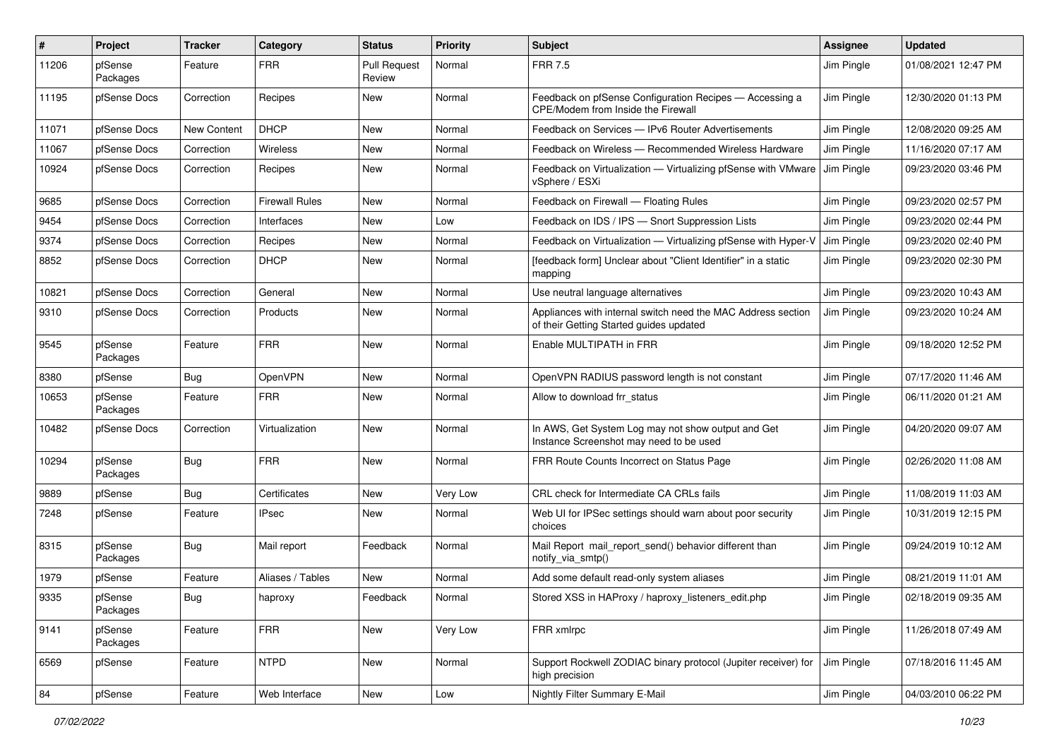| # | Project | Tracker | Category | Status | Priority | Subject | Assignee | Updated |
|---|---|---|---|---|---|---|---|---|
| 11206 | pfSense Packages | Feature | FRR | Pull Request Review | Normal | FRR 7.5 | Jim Pingle | 01/08/2021 12:47 PM |
| 11195 | pfSense Docs | Correction | Recipes | New | Normal | Feedback on pfSense Configuration Recipes — Accessing a CPE/Modem from Inside the Firewall | Jim Pingle | 12/30/2020 01:13 PM |
| 11071 | pfSense Docs | New Content | DHCP | New | Normal | Feedback on Services — IPv6 Router Advertisements | Jim Pingle | 12/08/2020 09:25 AM |
| 11067 | pfSense Docs | Correction | Wireless | New | Normal | Feedback on Wireless — Recommended Wireless Hardware | Jim Pingle | 11/16/2020 07:17 AM |
| 10924 | pfSense Docs | Correction | Recipes | New | Normal | Feedback on Virtualization — Virtualizing pfSense with VMware vSphere / ESXi | Jim Pingle | 09/23/2020 03:46 PM |
| 9685 | pfSense Docs | Correction | Firewall Rules | New | Normal | Feedback on Firewall — Floating Rules | Jim Pingle | 09/23/2020 02:57 PM |
| 9454 | pfSense Docs | Correction | Interfaces | New | Low | Feedback on IDS / IPS — Snort Suppression Lists | Jim Pingle | 09/23/2020 02:44 PM |
| 9374 | pfSense Docs | Correction | Recipes | New | Normal | Feedback on Virtualization — Virtualizing pfSense with Hyper-V | Jim Pingle | 09/23/2020 02:40 PM |
| 8852 | pfSense Docs | Correction | DHCP | New | Normal | [feedback form] Unclear about "Client Identifier" in a static mapping | Jim Pingle | 09/23/2020 02:30 PM |
| 10821 | pfSense Docs | Correction | General | New | Normal | Use neutral language alternatives | Jim Pingle | 09/23/2020 10:43 AM |
| 9310 | pfSense Docs | Correction | Products | New | Normal | Appliances with internal switch need the MAC Address section of their Getting Started guides updated | Jim Pingle | 09/23/2020 10:24 AM |
| 9545 | pfSense Packages | Feature | FRR | New | Normal | Enable MULTIPATH in FRR | Jim Pingle | 09/18/2020 12:52 PM |
| 8380 | pfSense | Bug | OpenVPN | New | Normal | OpenVPN RADIUS password length is not constant | Jim Pingle | 07/17/2020 11:46 AM |
| 10653 | pfSense Packages | Feature | FRR | New | Normal | Allow to download frr_status | Jim Pingle | 06/11/2020 01:21 AM |
| 10482 | pfSense Docs | Correction | Virtualization | New | Normal | In AWS, Get System Log may not show output and Get Instance Screenshot may need to be used | Jim Pingle | 04/20/2020 09:07 AM |
| 10294 | pfSense Packages | Bug | FRR | New | Normal | FRR Route Counts Incorrect on Status Page | Jim Pingle | 02/26/2020 11:08 AM |
| 9889 | pfSense | Bug | Certificates | New | Very Low | CRL check for Intermediate CA CRLs fails | Jim Pingle | 11/08/2019 11:03 AM |
| 7248 | pfSense | Feature | IPsec | New | Normal | Web UI for IPSec settings should warn about poor security choices | Jim Pingle | 10/31/2019 12:15 PM |
| 8315 | pfSense Packages | Bug | Mail report | Feedback | Normal | Mail Report mail_report_send() behavior different than notify_via_smtp() | Jim Pingle | 09/24/2019 10:12 AM |
| 1979 | pfSense | Feature | Aliases / Tables | New | Normal | Add some default read-only system aliases | Jim Pingle | 08/21/2019 11:01 AM |
| 9335 | pfSense Packages | Bug | haproxy | Feedback | Normal | Stored XSS in HAProxy / haproxy_listeners_edit.php | Jim Pingle | 02/18/2019 09:35 AM |
| 9141 | pfSense Packages | Feature | FRR | New | Very Low | FRR xmlrpc | Jim Pingle | 11/26/2018 07:49 AM |
| 6569 | pfSense | Feature | NTPD | New | Normal | Support Rockwell ZODIAC binary protocol (Jupiter receiver) for high precision | Jim Pingle | 07/18/2016 11:45 AM |
| 84 | pfSense | Feature | Web Interface | New | Low | Nightly Filter Summary E-Mail | Jim Pingle | 04/03/2010 06:22 PM |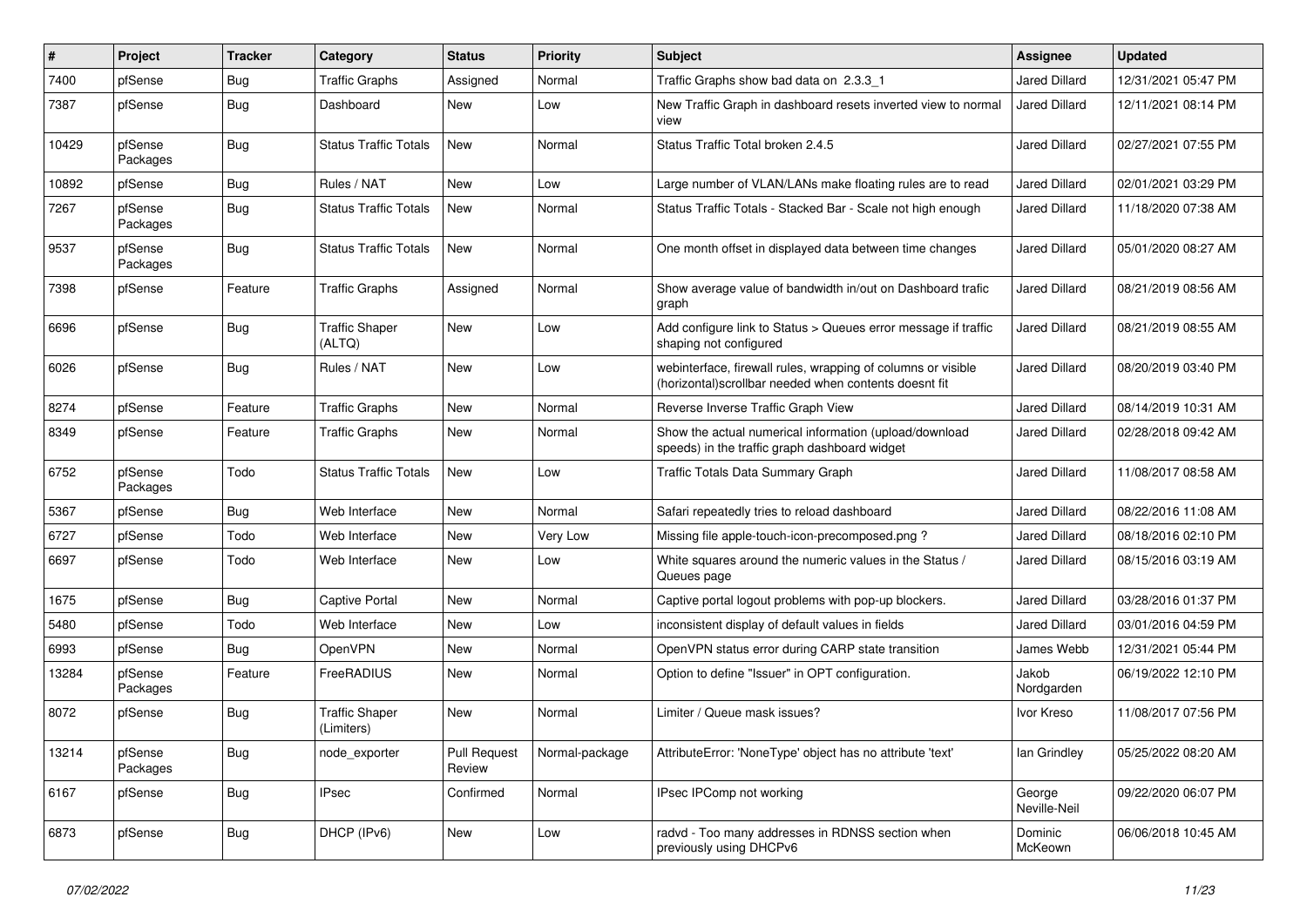| # | Project | Tracker | Category | Status | Priority | Subject | Assignee | Updated |
|---|---|---|---|---|---|---|---|---|
| 7400 | pfSense | Bug | Traffic Graphs | Assigned | Normal | Traffic Graphs show bad data on 2.3.3_1 | Jared Dillard | 12/31/2021 05:47 PM |
| 7387 | pfSense | Bug | Dashboard | New | Low | New Traffic Graph in dashboard resets inverted view to normal view | Jared Dillard | 12/11/2021 08:14 PM |
| 10429 | pfSense Packages | Bug | Status Traffic Totals | New | Normal | Status Traffic Total broken 2.4.5 | Jared Dillard | 02/27/2021 07:55 PM |
| 10892 | pfSense | Bug | Rules / NAT | New | Low | Large number of VLAN/LANs make floating rules are to read | Jared Dillard | 02/01/2021 03:29 PM |
| 7267 | pfSense Packages | Bug | Status Traffic Totals | New | Normal | Status Traffic Totals - Stacked Bar - Scale not high enough | Jared Dillard | 11/18/2020 07:38 AM |
| 9537 | pfSense Packages | Bug | Status Traffic Totals | New | Normal | One month offset in displayed data between time changes | Jared Dillard | 05/01/2020 08:27 AM |
| 7398 | pfSense | Feature | Traffic Graphs | Assigned | Normal | Show average value of bandwidth in/out on Dashboard trafic graph | Jared Dillard | 08/21/2019 08:56 AM |
| 6696 | pfSense | Bug | Traffic Shaper (ALTQ) | New | Low | Add configure link to Status > Queues error message if traffic shaping not configured | Jared Dillard | 08/21/2019 08:55 AM |
| 6026 | pfSense | Bug | Rules / NAT | New | Low | webinterface, firewall rules, wrapping of columns or visible (horizontal)scrollbar needed when contents doesnt fit | Jared Dillard | 08/20/2019 03:40 PM |
| 8274 | pfSense | Feature | Traffic Graphs | New | Normal | Reverse Inverse Traffic Graph View | Jared Dillard | 08/14/2019 10:31 AM |
| 8349 | pfSense | Feature | Traffic Graphs | New | Normal | Show the actual numerical information (upload/download speeds) in the traffic graph dashboard widget | Jared Dillard | 02/28/2018 09:42 AM |
| 6752 | pfSense Packages | Todo | Status Traffic Totals | New | Low | Traffic Totals Data Summary Graph | Jared Dillard | 11/08/2017 08:58 AM |
| 5367 | pfSense | Bug | Web Interface | New | Normal | Safari repeatedly tries to reload dashboard | Jared Dillard | 08/22/2016 11:08 AM |
| 6727 | pfSense | Todo | Web Interface | New | Very Low | Missing file apple-touch-icon-precomposed.png ? | Jared Dillard | 08/18/2016 02:10 PM |
| 6697 | pfSense | Todo | Web Interface | New | Low | White squares around the numeric values in the Status / Queues page | Jared Dillard | 08/15/2016 03:19 AM |
| 1675 | pfSense | Bug | Captive Portal | New | Normal | Captive portal logout problems with pop-up blockers. | Jared Dillard | 03/28/2016 01:37 PM |
| 5480 | pfSense | Todo | Web Interface | New | Low | inconsistent display of default values in fields | Jared Dillard | 03/01/2016 04:59 PM |
| 6993 | pfSense | Bug | OpenVPN | New | Normal | OpenVPN status error during CARP state transition | James Webb | 12/31/2021 05:44 PM |
| 13284 | pfSense Packages | Feature | FreeRADIUS | New | Normal | Option to define "Issuer" in OPT configuration. | Jakob Nordgarden | 06/19/2022 12:10 PM |
| 8072 | pfSense | Bug | Traffic Shaper (Limiters) | New | Normal | Limiter / Queue mask issues? | Ivor Kreso | 11/08/2017 07:56 PM |
| 13214 | pfSense Packages | Bug | node_exporter | Pull Request Review | Normal-package | AttributeError: 'NoneType' object has no attribute 'text' | Ian Grindley | 05/25/2022 08:20 AM |
| 6167 | pfSense | Bug | IPsec | Confirmed | Normal | IPsec IPComp not working | George Neville-Neil | 09/22/2020 06:07 PM |
| 6873 | pfSense | Bug | DHCP (IPv6) | New | Low | radvd - Too many addresses in RDNSS section when previously using DHCPv6 | Dominic McKeown | 06/06/2018 10:45 AM |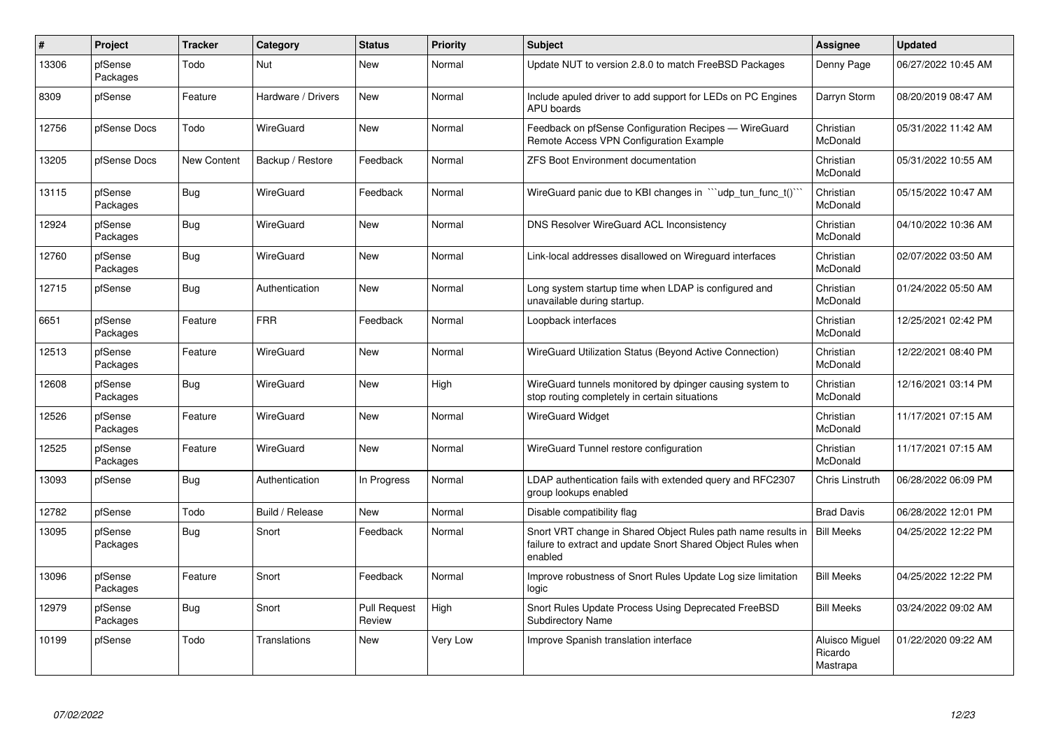| # | Project | Tracker | Category | Status | Priority | Subject | Assignee | Updated |
|---|---|---|---|---|---|---|---|---|
| 13306 | pfSense Packages | Todo | Nut | New | Normal | Update NUT to version 2.8.0 to match FreeBSD Packages | Denny Page | 06/27/2022 10:45 AM |
| 8309 | pfSense | Feature | Hardware / Drivers | New | Normal | Include apuled driver to add support for LEDs on PC Engines APU boards | Darryn Storm | 08/20/2019 08:47 AM |
| 12756 | pfSense Docs | Todo | WireGuard | New | Normal | Feedback on pfSense Configuration Recipes — WireGuard Remote Access VPN Configuration Example | Christian McDonald | 05/31/2022 11:42 AM |
| 13205 | pfSense Docs | New Content | Backup / Restore | Feedback | Normal | ZFS Boot Environment documentation | Christian McDonald | 05/31/2022 10:55 AM |
| 13115 | pfSense Packages | Bug | WireGuard | Feedback | Normal | WireGuard panic due to KBI changes in ```udp_tun_func_t()``` | Christian McDonald | 05/15/2022 10:47 AM |
| 12924 | pfSense Packages | Bug | WireGuard | New | Normal | DNS Resolver WireGuard ACL Inconsistency | Christian McDonald | 04/10/2022 10:36 AM |
| 12760 | pfSense Packages | Bug | WireGuard | New | Normal | Link-local addresses disallowed on Wireguard interfaces | Christian McDonald | 02/07/2022 03:50 AM |
| 12715 | pfSense | Bug | Authentication | New | Normal | Long system startup time when LDAP is configured and unavailable during startup. | Christian McDonald | 01/24/2022 05:50 AM |
| 6651 | pfSense Packages | Feature | FRR | Feedback | Normal | Loopback interfaces | Christian McDonald | 12/25/2021 02:42 PM |
| 12513 | pfSense Packages | Feature | WireGuard | New | Normal | WireGuard Utilization Status (Beyond Active Connection) | Christian McDonald | 12/22/2021 08:40 PM |
| 12608 | pfSense Packages | Bug | WireGuard | New | High | WireGuard tunnels monitored by dpinger causing system to stop routing completely in certain situations | Christian McDonald | 12/16/2021 03:14 PM |
| 12526 | pfSense Packages | Feature | WireGuard | New | Normal | WireGuard Widget | Christian McDonald | 11/17/2021 07:15 AM |
| 12525 | pfSense Packages | Feature | WireGuard | New | Normal | WireGuard Tunnel restore configuration | Christian McDonald | 11/17/2021 07:15 AM |
| 13093 | pfSense | Bug | Authentication | In Progress | Normal | LDAP authentication fails with extended query and RFC2307 group lookups enabled | Chris Linstruth | 06/28/2022 06:09 PM |
| 12782 | pfSense | Todo | Build / Release | New | Normal | Disable compatibility flag | Brad Davis | 06/28/2022 12:01 PM |
| 13095 | pfSense Packages | Bug | Snort | Feedback | Normal | Snort VRT change in Shared Object Rules path name results in failure to extract and update Snort Shared Object Rules when enabled | Bill Meeks | 04/25/2022 12:22 PM |
| 13096 | pfSense Packages | Feature | Snort | Feedback | Normal | Improve robustness of Snort Rules Update Log size limitation logic | Bill Meeks | 04/25/2022 12:22 PM |
| 12979 | pfSense Packages | Bug | Snort | Pull Request Review | High | Snort Rules Update Process Using Deprecated FreeBSD Subdirectory Name | Bill Meeks | 03/24/2022 09:02 AM |
| 10199 | pfSense | Todo | Translations | New | Very Low | Improve Spanish translation interface | Aluisco Miguel Ricardo Mastrapa | 01/22/2020 09:22 AM |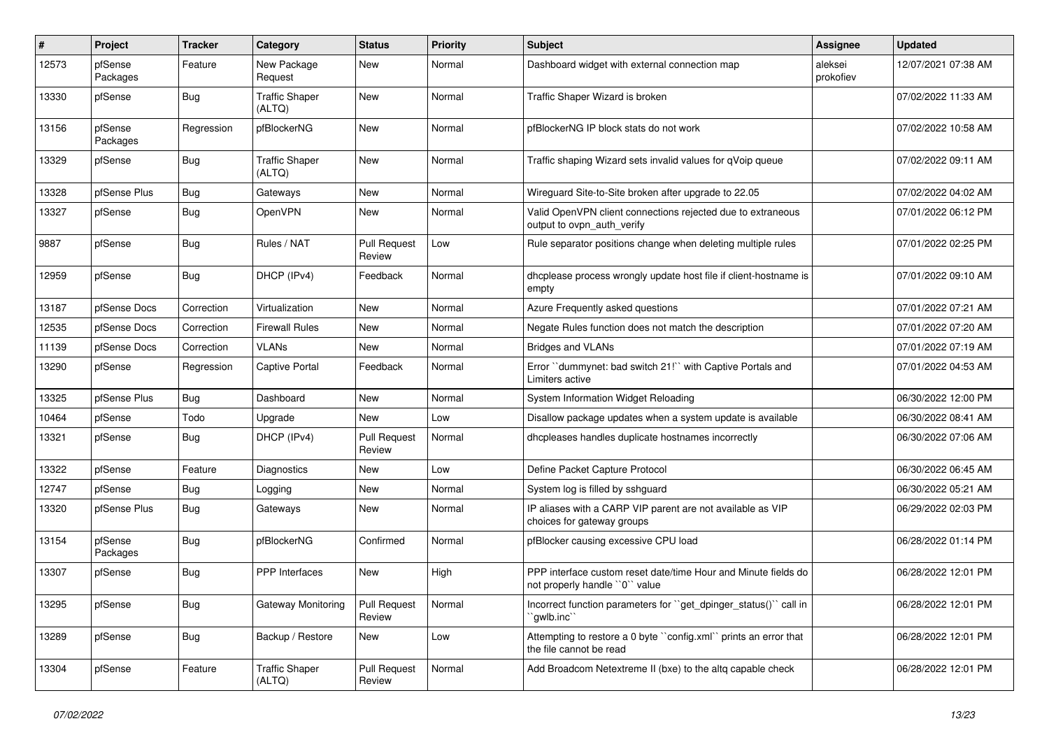| # | Project | Tracker | Category | Status | Priority | Subject | Assignee | Updated |
|---|---|---|---|---|---|---|---|---|
| 12573 | pfSense Packages | Feature | New Package Request | New | Normal | Dashboard widget with external connection map | aleksei prokofiev | 12/07/2021 07:38 AM |
| 13330 | pfSense | Bug | Traffic Shaper (ALTQ) | New | Normal | Traffic Shaper Wizard is broken | | 07/02/2022 11:33 AM |
| 13156 | pfSense Packages | Regression | pfBlockerNG | New | Normal | pfBlockerNG IP block stats do not work | | 07/02/2022 10:58 AM |
| 13329 | pfSense | Bug | Traffic Shaper (ALTQ) | New | Normal | Traffic shaping Wizard sets invalid values for qVoip queue | | 07/02/2022 09:11 AM |
| 13328 | pfSense Plus | Bug | Gateways | New | Normal | Wireguard Site-to-Site broken after upgrade to 22.05 | | 07/02/2022 04:02 AM |
| 13327 | pfSense | Bug | OpenVPN | New | Normal | Valid OpenVPN client connections rejected due to extraneous output to ovpn_auth_verify | | 07/01/2022 06:12 PM |
| 9887 | pfSense | Bug | Rules / NAT | Pull Request Review | Low | Rule separator positions change when deleting multiple rules | | 07/01/2022 02:25 PM |
| 12959 | pfSense | Bug | DHCP (IPv4) | Feedback | Normal | dhcplease process wrongly update host file if client-hostname is empty | | 07/01/2022 09:10 AM |
| 13187 | pfSense Docs | Correction | Virtualization | New | Normal | Azure Frequently asked questions | | 07/01/2022 07:21 AM |
| 12535 | pfSense Docs | Correction | Firewall Rules | New | Normal | Negate Rules function does not match the description | | 07/01/2022 07:20 AM |
| 11139 | pfSense Docs | Correction | VLANs | New | Normal | Bridges and VLANs | | 07/01/2022 07:19 AM |
| 13290 | pfSense | Regression | Captive Portal | Feedback | Normal | Error ``dummynet: bad switch 21!`` with Captive Portals and Limiters active | | 07/01/2022 04:53 AM |
| 13325 | pfSense Plus | Bug | Dashboard | New | Normal | System Information Widget Reloading | | 06/30/2022 12:00 PM |
| 10464 | pfSense | Todo | Upgrade | New | Low | Disallow package updates when a system update is available | | 06/30/2022 08:41 AM |
| 13321 | pfSense | Bug | DHCP (IPv4) | Pull Request Review | Normal | dhcpleases handles duplicate hostnames incorrectly | | 06/30/2022 07:06 AM |
| 13322 | pfSense | Feature | Diagnostics | New | Low | Define Packet Capture Protocol | | 06/30/2022 06:45 AM |
| 12747 | pfSense | Bug | Logging | New | Normal | System log is filled by sshguard | | 06/30/2022 05:21 AM |
| 13320 | pfSense Plus | Bug | Gateways | New | Normal | IP aliases with a CARP VIP parent are not available as VIP choices for gateway groups | | 06/29/2022 02:03 PM |
| 13154 | pfSense Packages | Bug | pfBlockerNG | Confirmed | Normal | pfBlocker causing excessive CPU load | | 06/28/2022 01:14 PM |
| 13307 | pfSense | Bug | PPP Interfaces | New | High | PPP interface custom reset date/time Hour and Minute fields do not properly handle ``0`` value | | 06/28/2022 12:01 PM |
| 13295 | pfSense | Bug | Gateway Monitoring | Pull Request Review | Normal | Incorrect function parameters for ``get_dpinger_status()`` call in ``gwlb.inc`` | | 06/28/2022 12:01 PM |
| 13289 | pfSense | Bug | Backup / Restore | New | Low | Attempting to restore a 0 byte ``config.xml`` prints an error that the file cannot be read | | 06/28/2022 12:01 PM |
| 13304 | pfSense | Feature | Traffic Shaper (ALTQ) | Pull Request Review | Normal | Add Broadcom Netextreme II (bxe) to the altq capable check | | 06/28/2022 12:01 PM |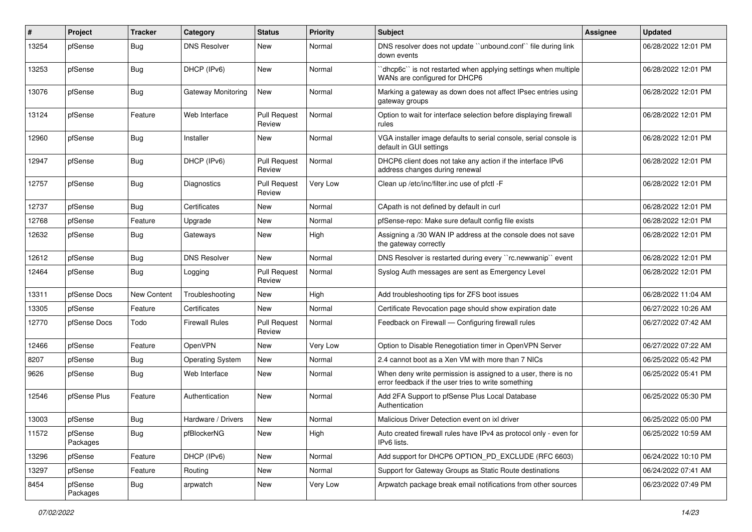| # | Project | Tracker | Category | Status | Priority | Subject | Assignee | Updated |
|---|---|---|---|---|---|---|---|---|
| 13254 | pfSense | Bug | DNS Resolver | New | Normal | DNS resolver does not update ``unbound.conf`` file during link down events | | 06/28/2022 12:01 PM |
| 13253 | pfSense | Bug | DHCP (IPv6) | New | Normal | ``dhcp6c`` is not restarted when applying settings when multiple WANs are configured for DHCP6 | | 06/28/2022 12:01 PM |
| 13076 | pfSense | Bug | Gateway Monitoring | New | Normal | Marking a gateway as down does not affect IPsec entries using gateway groups | | 06/28/2022 12:01 PM |
| 13124 | pfSense | Feature | Web Interface | Pull Request Review | Normal | Option to wait for interface selection before displaying firewall rules | | 06/28/2022 12:01 PM |
| 12960 | pfSense | Bug | Installer | New | Normal | VGA installer image defaults to serial console, serial console is default in GUI settings | | 06/28/2022 12:01 PM |
| 12947 | pfSense | Bug | DHCP (IPv6) | Pull Request Review | Normal | DHCP6 client does not take any action if the interface IPv6 address changes during renewal | | 06/28/2022 12:01 PM |
| 12757 | pfSense | Bug | Diagnostics | Pull Request Review | Very Low | Clean up /etc/inc/filter.inc use of pfctl -F | | 06/28/2022 12:01 PM |
| 12737 | pfSense | Bug | Certificates | New | Normal | CApath is not defined by default in curl | | 06/28/2022 12:01 PM |
| 12768 | pfSense | Feature | Upgrade | New | Normal | pfSense-repo: Make sure default config file exists | | 06/28/2022 12:01 PM |
| 12632 | pfSense | Bug | Gateways | New | High | Assigning a /30 WAN IP address at the console does not save the gateway correctly | | 06/28/2022 12:01 PM |
| 12612 | pfSense | Bug | DNS Resolver | New | Normal | DNS Resolver is restarted during every ``rc.newwanip`` event | | 06/28/2022 12:01 PM |
| 12464 | pfSense | Bug | Logging | Pull Request Review | Normal | Syslog Auth messages are sent as Emergency Level | | 06/28/2022 12:01 PM |
| 13311 | pfSense Docs | New Content | Troubleshooting | New | High | Add troubleshooting tips for ZFS boot issues | | 06/28/2022 11:04 AM |
| 13305 | pfSense | Feature | Certificates | New | Normal | Certificate Revocation page should show expiration date | | 06/27/2022 10:26 AM |
| 12770 | pfSense Docs | Todo | Firewall Rules | Pull Request Review | Normal | Feedback on Firewall — Configuring firewall rules | | 06/27/2022 07:42 AM |
| 12466 | pfSense | Feature | OpenVPN | New | Very Low | Option to Disable Renegotiation timer in OpenVPN Server | | 06/27/2022 07:22 AM |
| 8207 | pfSense | Bug | Operating System | New | Normal | 2.4 cannot boot as a Xen VM with more than 7 NICs | | 06/25/2022 05:42 PM |
| 9626 | pfSense | Bug | Web Interface | New | Normal | When deny write permission is assigned to a user, there is no error feedback if the user tries to write something | | 06/25/2022 05:41 PM |
| 12546 | pfSense Plus | Feature | Authentication | New | Normal | Add 2FA Support to pfSense Plus Local Database Authentication | | 06/25/2022 05:30 PM |
| 13003 | pfSense | Bug | Hardware / Drivers | New | Normal | Malicious Driver Detection event on ixl driver | | 06/25/2022 05:00 PM |
| 11572 | pfSense Packages | Bug | pfBlockerNG | New | High | Auto created firewall rules have IPv4 as protocol only - even for IPv6 lists. | | 06/25/2022 10:59 AM |
| 13296 | pfSense | Feature | DHCP (IPv6) | New | Normal | Add support for DHCP6 OPTION_PD_EXCLUDE (RFC 6603) | | 06/24/2022 10:10 PM |
| 13297 | pfSense | Feature | Routing | New | Normal | Support for Gateway Groups as Static Route destinations | | 06/24/2022 07:41 AM |
| 8454 | pfSense Packages | Bug | arpwatch | New | Very Low | Arpwatch package break email notifications from other sources | | 06/23/2022 07:49 PM |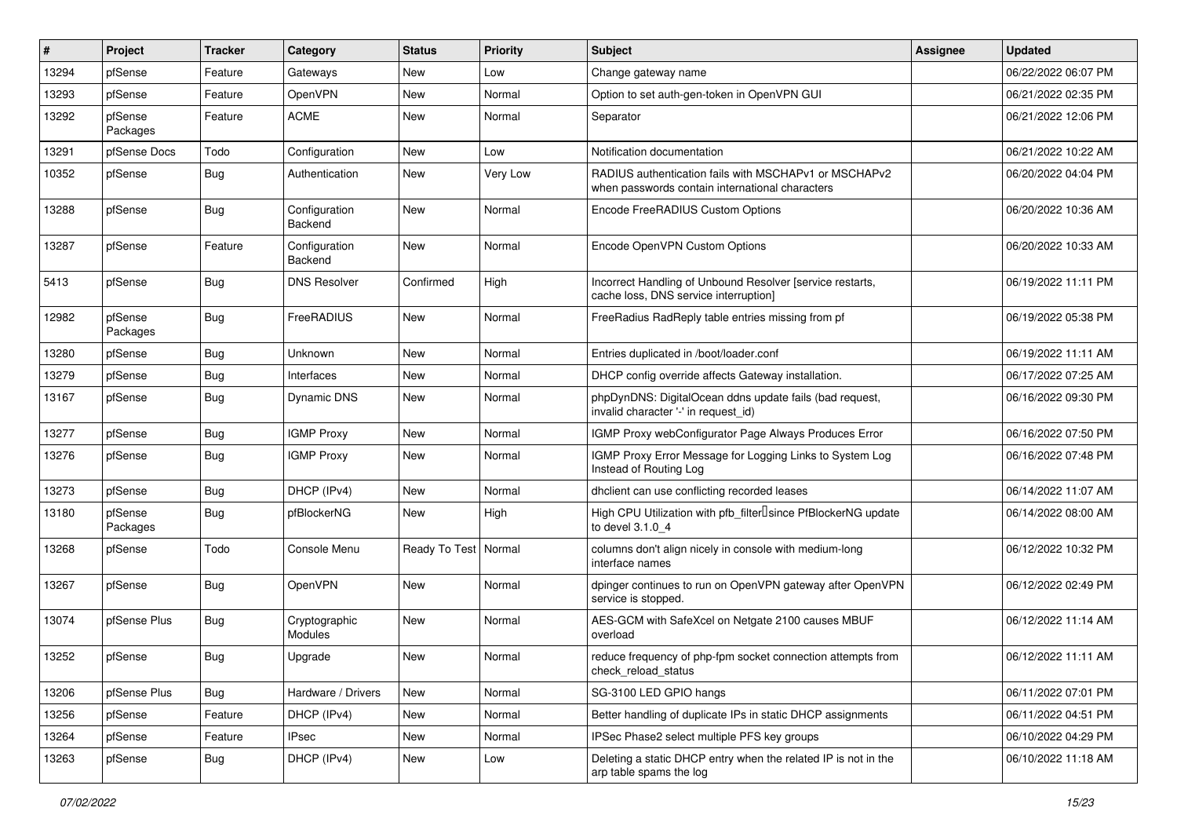| # | Project | Tracker | Category | Status | Priority | Subject | Assignee | Updated |
|---|---|---|---|---|---|---|---|---|
| 13294 | pfSense | Feature | Gateways | New | Low | Change gateway name | | 06/22/2022 06:07 PM |
| 13293 | pfSense | Feature | OpenVPN | New | Normal | Option to set auth-gen-token in OpenVPN GUI | | 06/21/2022 02:35 PM |
| 13292 | pfSense Packages | Feature | ACME | New | Normal | Separator | | 06/21/2022 12:06 PM |
| 13291 | pfSense Docs | Todo | Configuration | New | Low | Notification documentation | | 06/21/2022 10:22 AM |
| 10352 | pfSense | Bug | Authentication | New | Very Low | RADIUS authentication fails with MSCHAPv1 or MSCHAPv2 when passwords contain international characters | | 06/20/2022 04:04 PM |
| 13288 | pfSense | Bug | Configuration Backend | New | Normal | Encode FreeRADIUS Custom Options | | 06/20/2022 10:36 AM |
| 13287 | pfSense | Feature | Configuration Backend | New | Normal | Encode OpenVPN Custom Options | | 06/20/2022 10:33 AM |
| 5413 | pfSense | Bug | DNS Resolver | Confirmed | High | Incorrect Handling of Unbound Resolver [service restarts, cache loss, DNS service interruption] | | 06/19/2022 11:11 PM |
| 12982 | pfSense Packages | Bug | FreeRADIUS | New | Normal | FreeRadius RadReply table entries missing from pf | | 06/19/2022 05:38 PM |
| 13280 | pfSense | Bug | Unknown | New | Normal | Entries duplicated in /boot/loader.conf | | 06/19/2022 11:11 AM |
| 13279 | pfSense | Bug | Interfaces | New | Normal | DHCP config override affects Gateway installation. | | 06/17/2022 07:25 AM |
| 13167 | pfSense | Bug | Dynamic DNS | New | Normal | phpDynDNS: DigitalOcean ddns update fails (bad request, invalid character '-' in request_id) | | 06/16/2022 09:30 PM |
| 13277 | pfSense | Bug | IGMP Proxy | New | Normal | IGMP Proxy webConfigurator Page Always Produces Error | | 06/16/2022 07:50 PM |
| 13276 | pfSense | Bug | IGMP Proxy | New | Normal | IGMP Proxy Error Message for Logging Links to System Log Instead of Routing Log | | 06/16/2022 07:48 PM |
| 13273 | pfSense | Bug | DHCP (IPv4) | New | Normal | dhclient can use conflicting recorded leases | | 06/14/2022 11:07 AM |
| 13180 | pfSense Packages | Bug | pfBlockerNG | New | High | High CPU Utilization with pfb_filter since PfBlockerNG update to devel 3.1.0_4 | | 06/14/2022 08:00 AM |
| 13268 | pfSense | Todo | Console Menu | Ready To Test | Normal | columns don't align nicely in console with medium-long interface names | | 06/12/2022 10:32 PM |
| 13267 | pfSense | Bug | OpenVPN | New | Normal | dpinger continues to run on OpenVPN gateway after OpenVPN service is stopped. | | 06/12/2022 02:49 PM |
| 13074 | pfSense Plus | Bug | Cryptographic Modules | New | Normal | AES-GCM with SafeXcel on Netgate 2100 causes MBUF overload | | 06/12/2022 11:14 AM |
| 13252 | pfSense | Bug | Upgrade | New | Normal | reduce frequency of php-fpm socket connection attempts from check_reload_status | | 06/12/2022 11:11 AM |
| 13206 | pfSense Plus | Bug | Hardware / Drivers | New | Normal | SG-3100 LED GPIO hangs | | 06/11/2022 07:01 PM |
| 13256 | pfSense | Feature | DHCP (IPv4) | New | Normal | Better handling of duplicate IPs in static DHCP assignments | | 06/11/2022 04:51 PM |
| 13264 | pfSense | Feature | IPsec | New | Normal | IPSec Phase2 select multiple PFS key groups | | 06/10/2022 04:29 PM |
| 13263 | pfSense | Bug | DHCP (IPv4) | New | Low | Deleting a static DHCP entry when the related IP is not in the arp table spams the log | | 06/10/2022 11:18 AM |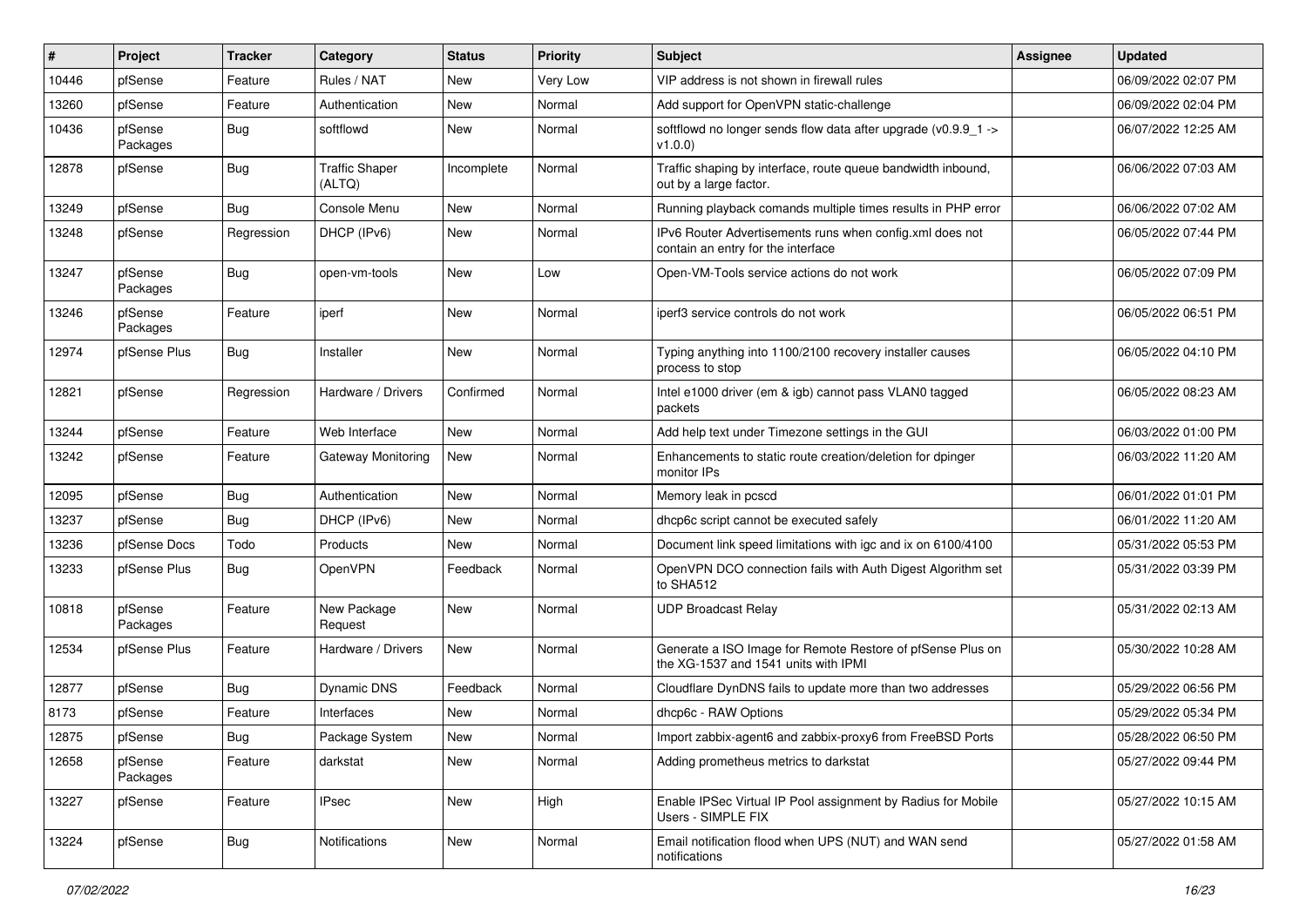| # | Project | Tracker | Category | Status | Priority | Subject | Assignee | Updated |
|---|---|---|---|---|---|---|---|---|
| 10446 | pfSense | Feature | Rules / NAT | New | Very Low | VIP address is not shown in firewall rules | | 06/09/2022 02:07 PM |
| 13260 | pfSense | Feature | Authentication | New | Normal | Add support for OpenVPN static-challenge | | 06/09/2022 02:04 PM |
| 10436 | pfSense Packages | Bug | softflowd | New | Normal | softflowd no longer sends flow data after upgrade (v0.9.9_1 -> v1.0.0) | | 06/07/2022 12:25 AM |
| 12878 | pfSense | Bug | Traffic Shaper (ALTQ) | Incomplete | Normal | Traffic shaping by interface, route queue bandwidth inbound, out by a large factor. | | 06/06/2022 07:03 AM |
| 13249 | pfSense | Bug | Console Menu | New | Normal | Running playback comands multiple times results in PHP error | | 06/06/2022 07:02 AM |
| 13248 | pfSense | Regression | DHCP (IPv6) | New | Normal | IPv6 Router Advertisements runs when config.xml does not contain an entry for the interface | | 06/05/2022 07:44 PM |
| 13247 | pfSense Packages | Bug | open-vm-tools | New | Low | Open-VM-Tools service actions do not work | | 06/05/2022 07:09 PM |
| 13246 | pfSense Packages | Feature | iperf | New | Normal | iperf3 service controls do not work | | 06/05/2022 06:51 PM |
| 12974 | pfSense Plus | Bug | Installer | New | Normal | Typing anything into 1100/2100 recovery installer causes process to stop | | 06/05/2022 04:10 PM |
| 12821 | pfSense | Regression | Hardware / Drivers | Confirmed | Normal | Intel e1000 driver (em & igb) cannot pass VLAN0 tagged packets | | 06/05/2022 08:23 AM |
| 13244 | pfSense | Feature | Web Interface | New | Normal | Add help text under Timezone settings in the GUI | | 06/03/2022 01:00 PM |
| 13242 | pfSense | Feature | Gateway Monitoring | New | Normal | Enhancements to static route creation/deletion for dpinger monitor IPs | | 06/03/2022 11:20 AM |
| 12095 | pfSense | Bug | Authentication | New | Normal | Memory leak in pcscd | | 06/01/2022 01:01 PM |
| 13237 | pfSense | Bug | DHCP (IPv6) | New | Normal | dhcp6c script cannot be executed safely | | 06/01/2022 11:20 AM |
| 13236 | pfSense Docs | Todo | Products | New | Normal | Document link speed limitations with igc and ix on 6100/4100 | | 05/31/2022 05:53 PM |
| 13233 | pfSense Plus | Bug | OpenVPN | Feedback | Normal | OpenVPN DCO connection fails with Auth Digest Algorithm set to SHA512 | | 05/31/2022 03:39 PM |
| 10818 | pfSense Packages | Feature | New Package Request | New | Normal | UDP Broadcast Relay | | 05/31/2022 02:13 AM |
| 12534 | pfSense Plus | Feature | Hardware / Drivers | New | Normal | Generate a ISO Image for Remote Restore of pfSense Plus on the XG-1537 and 1541 units with IPMI | | 05/30/2022 10:28 AM |
| 12877 | pfSense | Bug | Dynamic DNS | Feedback | Normal | Cloudflare DynDNS fails to update more than two addresses | | 05/29/2022 06:56 PM |
| 8173 | pfSense | Feature | Interfaces | New | Normal | dhcp6c - RAW Options | | 05/29/2022 05:34 PM |
| 12875 | pfSense | Bug | Package System | New | Normal | Import zabbix-agent6 and zabbix-proxy6 from FreeBSD Ports | | 05/28/2022 06:50 PM |
| 12658 | pfSense Packages | Feature | darkstat | New | Normal | Adding prometheus metrics to darkstat | | 05/27/2022 09:44 PM |
| 13227 | pfSense | Feature | IPsec | New | High | Enable IPSec Virtual IP Pool assignment by Radius for Mobile Users - SIMPLE FIX | | 05/27/2022 10:15 AM |
| 13224 | pfSense | Bug | Notifications | New | Normal | Email notification flood when UPS (NUT) and WAN send notifications | | 05/27/2022 01:58 AM |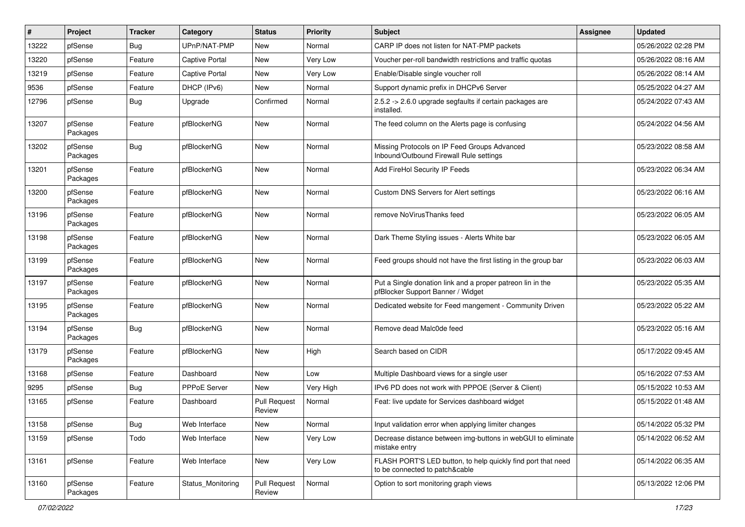| # | Project | Tracker | Category | Status | Priority | Subject | Assignee | Updated |
|---|---|---|---|---|---|---|---|---|
| 13222 | pfSense | Bug | UPnP/NAT-PMP | New | Normal | CARP IP does not listen for NAT-PMP packets | | 05/26/2022 02:28 PM |
| 13220 | pfSense | Feature | Captive Portal | New | Very Low | Voucher per-roll bandwidth restrictions and traffic quotas | | 05/26/2022 08:16 AM |
| 13219 | pfSense | Feature | Captive Portal | New | Very Low | Enable/Disable single voucher roll | | 05/26/2022 08:14 AM |
| 9536 | pfSense | Feature | DHCP (IPv6) | New | Normal | Support dynamic prefix in DHCPv6 Server | | 05/25/2022 04:27 AM |
| 12796 | pfSense | Bug | Upgrade | Confirmed | Normal | 2.5.2 -> 2.6.0 upgrade segfaults if certain packages are installed. | | 05/24/2022 07:43 AM |
| 13207 | pfSense Packages | Feature | pfBlockerNG | New | Normal | The feed column on the Alerts page is confusing | | 05/24/2022 04:56 AM |
| 13202 | pfSense Packages | Bug | pfBlockerNG | New | Normal | Missing Protocols on IP Feed Groups Advanced Inbound/Outbound Firewall Rule settings | | 05/23/2022 08:58 AM |
| 13201 | pfSense Packages | Feature | pfBlockerNG | New | Normal | Add FireHol Security IP Feeds | | 05/23/2022 06:34 AM |
| 13200 | pfSense Packages | Feature | pfBlockerNG | New | Normal | Custom DNS Servers for Alert settings | | 05/23/2022 06:16 AM |
| 13196 | pfSense Packages | Feature | pfBlockerNG | New | Normal | remove NoVirusThanks feed | | 05/23/2022 06:05 AM |
| 13198 | pfSense Packages | Feature | pfBlockerNG | New | Normal | Dark Theme Styling issues - Alerts White bar | | 05/23/2022 06:05 AM |
| 13199 | pfSense Packages | Feature | pfBlockerNG | New | Normal | Feed groups should not have the first listing in the group bar | | 05/23/2022 06:03 AM |
| 13197 | pfSense Packages | Feature | pfBlockerNG | New | Normal | Put a Single donation link and a proper patreon lin in the pfBlocker Support Banner / Widget | | 05/23/2022 05:35 AM |
| 13195 | pfSense Packages | Feature | pfBlockerNG | New | Normal | Dedicated website for Feed mangement - Community Driven | | 05/23/2022 05:22 AM |
| 13194 | pfSense Packages | Bug | pfBlockerNG | New | Normal | Remove dead Malc0de feed | | 05/23/2022 05:16 AM |
| 13179 | pfSense Packages | Feature | pfBlockerNG | New | High | Search based on CIDR | | 05/17/2022 09:45 AM |
| 13168 | pfSense | Feature | Dashboard | New | Low | Multiple Dashboard views for a single user | | 05/16/2022 07:53 AM |
| 9295 | pfSense | Bug | PPPoE Server | New | Very High | IPv6 PD does not work with PPPOE (Server & Client) | | 05/15/2022 10:53 AM |
| 13165 | pfSense | Feature | Dashboard | Pull Request Review | Normal | Feat: live update for Services dashboard widget | | 05/15/2022 01:48 AM |
| 13158 | pfSense | Bug | Web Interface | New | Normal | Input validation error when applying limiter changes | | 05/14/2022 05:32 PM |
| 13159 | pfSense | Todo | Web Interface | New | Very Low | Decrease distance between img-buttons in webGUI to eliminate mistake entry | | 05/14/2022 06:52 AM |
| 13161 | pfSense | Feature | Web Interface | New | Very Low | FLASH PORT'S LED button, to help quickly find port that need to be connected to patch&cable | | 05/14/2022 06:35 AM |
| 13160 | pfSense Packages | Feature | Status_Monitoring | Pull Request Review | Normal | Option to sort monitoring graph views | | 05/13/2022 12:06 PM |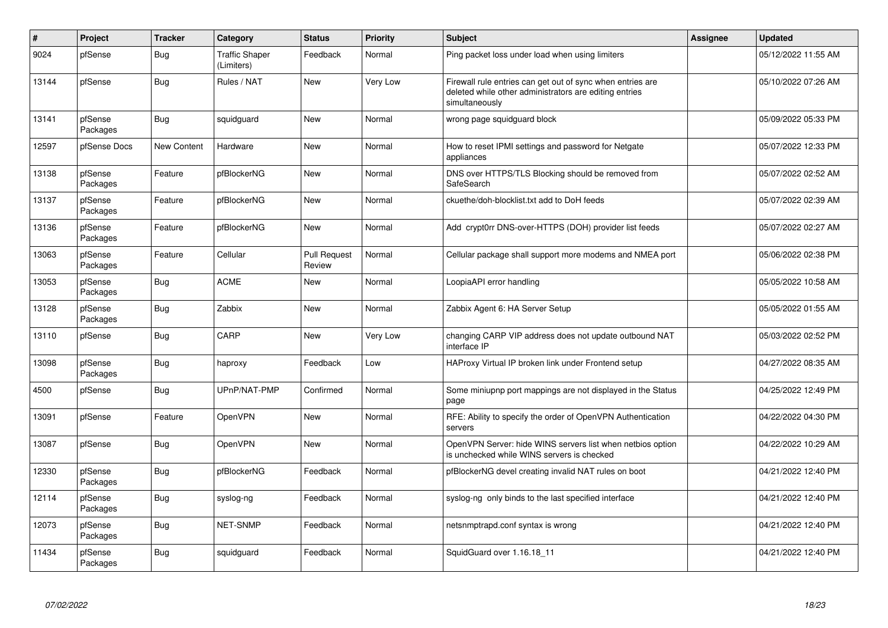| # | Project | Tracker | Category | Status | Priority | Subject | Assignee | Updated |
|---|---|---|---|---|---|---|---|---|
| 9024 | pfSense | Bug | Traffic Shaper (Limiters) | Feedback | Normal | Ping packet loss under load when using limiters | | 05/12/2022 11:55 AM |
| 13144 | pfSense | Bug | Rules / NAT | New | Very Low | Firewall rule entries can get out of sync when entries are deleted while other administrators are editing entries simultaneously | | 05/10/2022 07:26 AM |
| 13141 | pfSense Packages | Bug | squidguard | New | Normal | wrong page squidguard block | | 05/09/2022 05:33 PM |
| 12597 | pfSense Docs | New Content | Hardware | New | Normal | How to reset IPMI settings and password for Netgate appliances | | 05/07/2022 12:33 PM |
| 13138 | pfSense Packages | Feature | pfBlockerNG | New | Normal | DNS over HTTPS/TLS Blocking should be removed from SafeSearch | | 05/07/2022 02:52 AM |
| 13137 | pfSense Packages | Feature | pfBlockerNG | New | Normal | ckuethe/doh-blocklist.txt add to DoH feeds | | 05/07/2022 02:39 AM |
| 13136 | pfSense Packages | Feature | pfBlockerNG | New | Normal | Add crypt0rr DNS-over-HTTPS (DOH) provider list feeds | | 05/07/2022 02:27 AM |
| 13063 | pfSense Packages | Feature | Cellular | Pull Request Review | Normal | Cellular package shall support more modems and NMEA port | | 05/06/2022 02:38 PM |
| 13053 | pfSense Packages | Bug | ACME | New | Normal | LoopiaAPI error handling | | 05/05/2022 10:58 AM |
| 13128 | pfSense Packages | Bug | Zabbix | New | Normal | Zabbix Agent 6: HA Server Setup | | 05/05/2022 01:55 AM |
| 13110 | pfSense | Bug | CARP | New | Very Low | changing CARP VIP address does not update outbound NAT interface IP | | 05/03/2022 02:52 PM |
| 13098 | pfSense Packages | Bug | haproxy | Feedback | Low | HAProxy Virtual IP broken link under Frontend setup | | 04/27/2022 08:35 AM |
| 4500 | pfSense | Bug | UPnP/NAT-PMP | Confirmed | Normal | Some miniupnp port mappings are not displayed in the Status page | | 04/25/2022 12:49 PM |
| 13091 | pfSense | Feature | OpenVPN | New | Normal | RFE: Ability to specify the order of OpenVPN Authentication servers | | 04/22/2022 04:30 PM |
| 13087 | pfSense | Bug | OpenVPN | New | Normal | OpenVPN Server: hide WINS servers list when netbios option is unchecked while WINS servers is checked | | 04/22/2022 10:29 AM |
| 12330 | pfSense Packages | Bug | pfBlockerNG | Feedback | Normal | pfBlockerNG devel creating invalid NAT rules on boot | | 04/21/2022 12:40 PM |
| 12114 | pfSense Packages | Bug | syslog-ng | Feedback | Normal | syslog-ng only binds to the last specified interface | | 04/21/2022 12:40 PM |
| 12073 | pfSense Packages | Bug | NET-SNMP | Feedback | Normal | netsnmptrapd.conf syntax is wrong | | 04/21/2022 12:40 PM |
| 11434 | pfSense Packages | Bug | squidguard | Feedback | Normal | SquidGuard over 1.16.18_11 | | 04/21/2022 12:40 PM |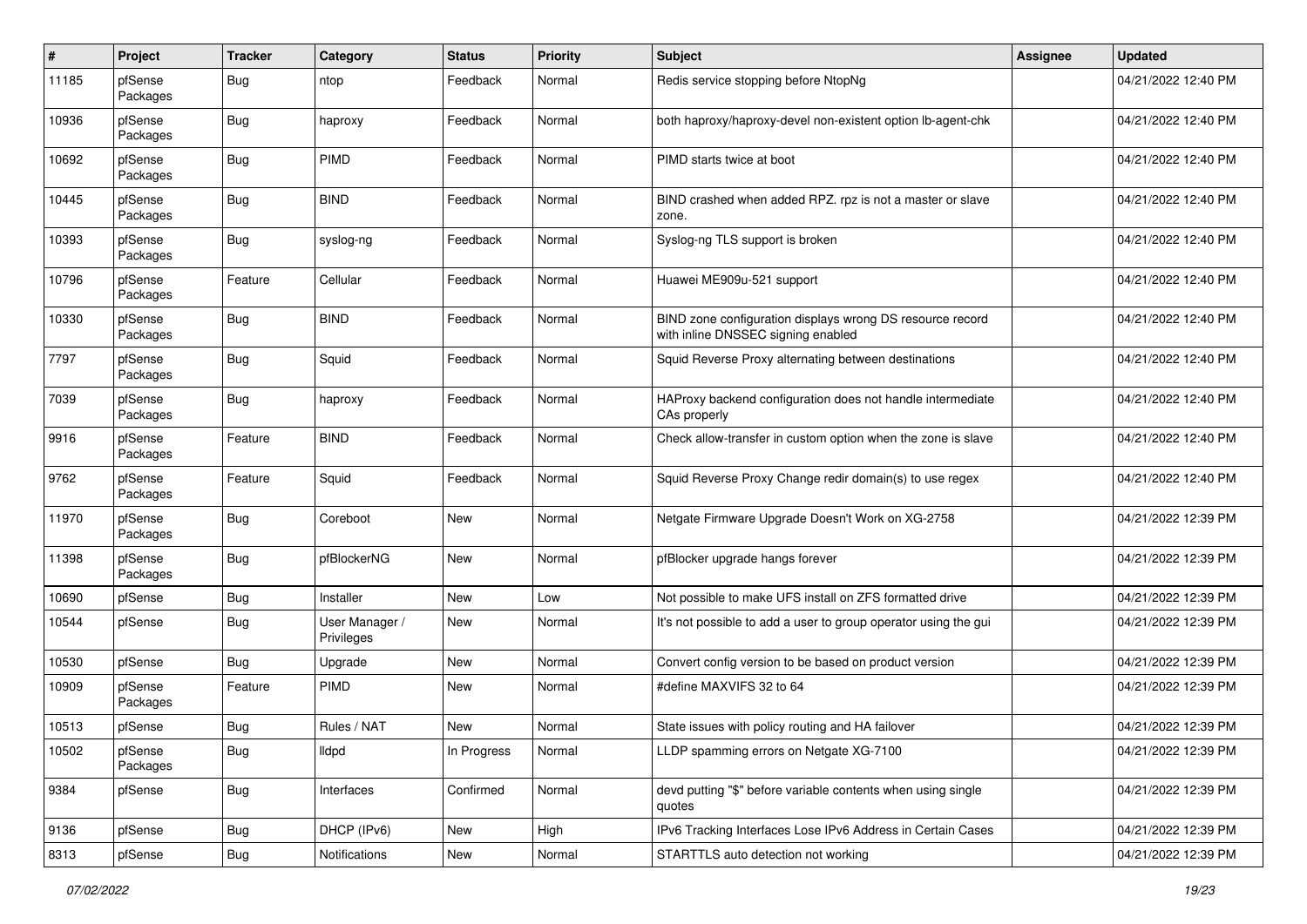| # | Project | Tracker | Category | Status | Priority | Subject | Assignee | Updated |
|---|---|---|---|---|---|---|---|---|
| 11185 | pfSense Packages | Bug | ntop | Feedback | Normal | Redis service stopping before NtopNg | | 04/21/2022 12:40 PM |
| 10936 | pfSense Packages | Bug | haproxy | Feedback | Normal | both haproxy/haproxy-devel non-existent option lb-agent-chk | | 04/21/2022 12:40 PM |
| 10692 | pfSense Packages | Bug | PIMD | Feedback | Normal | PIMD starts twice at boot | | 04/21/2022 12:40 PM |
| 10445 | pfSense Packages | Bug | BIND | Feedback | Normal | BIND crashed when added RPZ. rpz is not a master or slave zone. | | 04/21/2022 12:40 PM |
| 10393 | pfSense Packages | Bug | syslog-ng | Feedback | Normal | Syslog-ng TLS support is broken | | 04/21/2022 12:40 PM |
| 10796 | pfSense Packages | Feature | Cellular | Feedback | Normal | Huawei ME909u-521 support | | 04/21/2022 12:40 PM |
| 10330 | pfSense Packages | Bug | BIND | Feedback | Normal | BIND zone configuration displays wrong DS resource record with inline DNSSEC signing enabled | | 04/21/2022 12:40 PM |
| 7797 | pfSense Packages | Bug | Squid | Feedback | Normal | Squid Reverse Proxy alternating between destinations | | 04/21/2022 12:40 PM |
| 7039 | pfSense Packages | Bug | haproxy | Feedback | Normal | HAProxy backend configuration does not handle intermediate CAs properly | | 04/21/2022 12:40 PM |
| 9916 | pfSense Packages | Feature | BIND | Feedback | Normal | Check allow-transfer in custom option when the zone is slave | | 04/21/2022 12:40 PM |
| 9762 | pfSense Packages | Feature | Squid | Feedback | Normal | Squid Reverse Proxy Change redir domain(s) to use regex | | 04/21/2022 12:40 PM |
| 11970 | pfSense Packages | Bug | Coreboot | New | Normal | Netgate Firmware Upgrade Doesn't Work on XG-2758 | | 04/21/2022 12:39 PM |
| 11398 | pfSense Packages | Bug | pfBlockerNG | New | Normal | pfBlocker upgrade hangs forever | | 04/21/2022 12:39 PM |
| 10690 | pfSense | Bug | Installer | New | Low | Not possible to make UFS install on ZFS formatted drive | | 04/21/2022 12:39 PM |
| 10544 | pfSense | Bug | User Manager / Privileges | New | Normal | It's not possible to add a user to group operator using the gui | | 04/21/2022 12:39 PM |
| 10530 | pfSense | Bug | Upgrade | New | Normal | Convert config version to be based on product version | | 04/21/2022 12:39 PM |
| 10909 | pfSense Packages | Feature | PIMD | New | Normal | #define MAXVIFS 32 to 64 | | 04/21/2022 12:39 PM |
| 10513 | pfSense | Bug | Rules / NAT | New | Normal | State issues with policy routing and HA failover | | 04/21/2022 12:39 PM |
| 10502 | pfSense Packages | Bug | lldpd | In Progress | Normal | LLDP spamming errors on Netgate XG-7100 | | 04/21/2022 12:39 PM |
| 9384 | pfSense | Bug | Interfaces | Confirmed | Normal | devd putting "$" before variable contents when using single quotes | | 04/21/2022 12:39 PM |
| 9136 | pfSense | Bug | DHCP (IPv6) | New | High | IPv6 Tracking Interfaces Lose IPv6 Address in Certain Cases | | 04/21/2022 12:39 PM |
| 8313 | pfSense | Bug | Notifications | New | Normal | STARTTLS auto detection not working | | 04/21/2022 12:39 PM |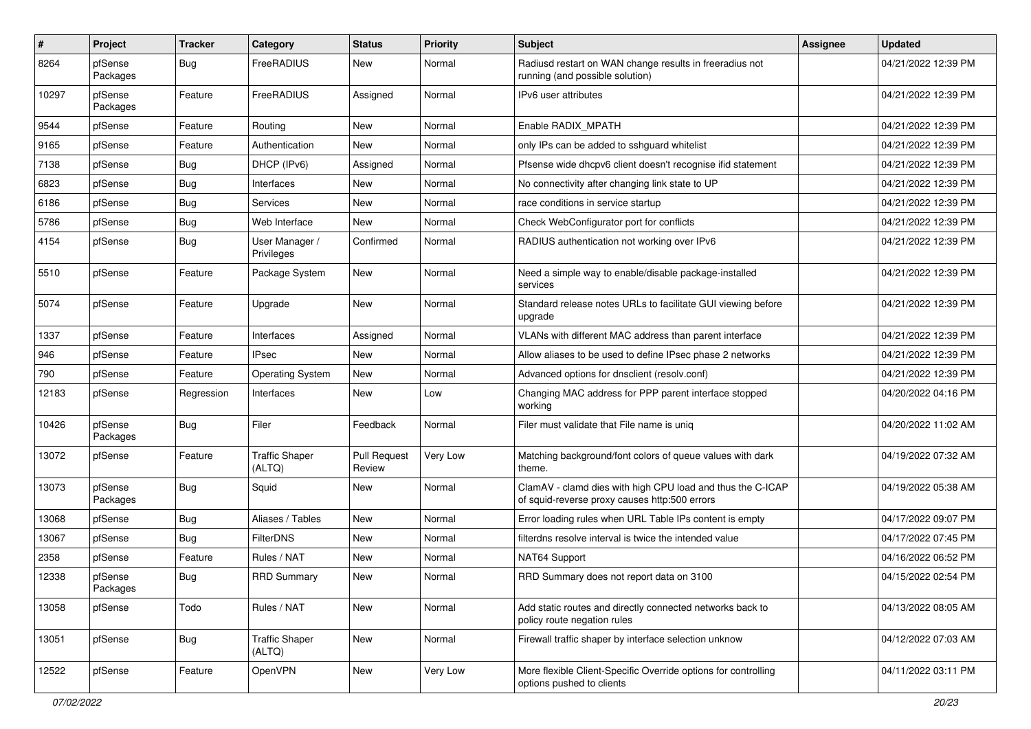| # | Project | Tracker | Category | Status | Priority | Subject | Assignee | Updated |
|---|---|---|---|---|---|---|---|---|
| 8264 | pfSense Packages | Bug | FreeRADIUS | New | Normal | Radiusd restart on WAN change results in freeradius not running (and possible solution) | | 04/21/2022 12:39 PM |
| 10297 | pfSense Packages | Feature | FreeRADIUS | Assigned | Normal | IPv6 user attributes | | 04/21/2022 12:39 PM |
| 9544 | pfSense | Feature | Routing | New | Normal | Enable RADIX_MPATH | | 04/21/2022 12:39 PM |
| 9165 | pfSense | Feature | Authentication | New | Normal | only IPs can be added to sshguard whitelist | | 04/21/2022 12:39 PM |
| 7138 | pfSense | Bug | DHCP (IPv6) | Assigned | Normal | Pfsense wide dhcpv6 client doesn't recognise ifid statement | | 04/21/2022 12:39 PM |
| 6823 | pfSense | Bug | Interfaces | New | Normal | No connectivity after changing link state to UP | | 04/21/2022 12:39 PM |
| 6186 | pfSense | Bug | Services | New | Normal | race conditions in service startup | | 04/21/2022 12:39 PM |
| 5786 | pfSense | Bug | Web Interface | New | Normal | Check WebConfigurator port for conflicts | | 04/21/2022 12:39 PM |
| 4154 | pfSense | Bug | User Manager / Privileges | Confirmed | Normal | RADIUS authentication not working over IPv6 | | 04/21/2022 12:39 PM |
| 5510 | pfSense | Feature | Package System | New | Normal | Need a simple way to enable/disable package-installed services | | 04/21/2022 12:39 PM |
| 5074 | pfSense | Feature | Upgrade | New | Normal | Standard release notes URLs to facilitate GUI viewing before upgrade | | 04/21/2022 12:39 PM |
| 1337 | pfSense | Feature | Interfaces | Assigned | Normal | VLANs with different MAC address than parent interface | | 04/21/2022 12:39 PM |
| 946 | pfSense | Feature | IPsec | New | Normal | Allow aliases to be used to define IPsec phase 2 networks | | 04/21/2022 12:39 PM |
| 790 | pfSense | Feature | Operating System | New | Normal | Advanced options for dnsclient (resolv.conf) | | 04/21/2022 12:39 PM |
| 12183 | pfSense | Regression | Interfaces | New | Low | Changing MAC address for PPP parent interface stopped working | | 04/20/2022 04:16 PM |
| 10426 | pfSense Packages | Bug | Filer | Feedback | Normal | Filer must validate that File name is uniq | | 04/20/2022 11:02 AM |
| 13072 | pfSense | Feature | Traffic Shaper (ALTQ) | Pull Request Review | Very Low | Matching background/font colors of queue values with dark theme. | | 04/19/2022 07:32 AM |
| 13073 | pfSense Packages | Bug | Squid | New | Normal | ClamAV - clamd dies with high CPU load and thus the C-ICAP of squid-reverse proxy causes http:500 errors | | 04/19/2022 05:38 AM |
| 13068 | pfSense | Bug | Aliases / Tables | New | Normal | Error loading rules when URL Table IPs content is empty | | 04/17/2022 09:07 PM |
| 13067 | pfSense | Bug | FilterDNS | New | Normal | filterdns resolve interval is twice the intended value | | 04/17/2022 07:45 PM |
| 2358 | pfSense | Feature | Rules / NAT | New | Normal | NAT64 Support | | 04/16/2022 06:52 PM |
| 12338 | pfSense Packages | Bug | RRD Summary | New | Normal | RRD Summary does not report data on 3100 | | 04/15/2022 02:54 PM |
| 13058 | pfSense | Todo | Rules / NAT | New | Normal | Add static routes and directly connected networks back to policy route negation rules | | 04/13/2022 08:05 AM |
| 13051 | pfSense | Bug | Traffic Shaper (ALTQ) | New | Normal | Firewall traffic shaper by interface selection unknow | | 04/12/2022 07:03 AM |
| 12522 | pfSense | Feature | OpenVPN | New | Very Low | More flexible Client-Specific Override options for controlling options pushed to clients | | 04/11/2022 03:11 PM |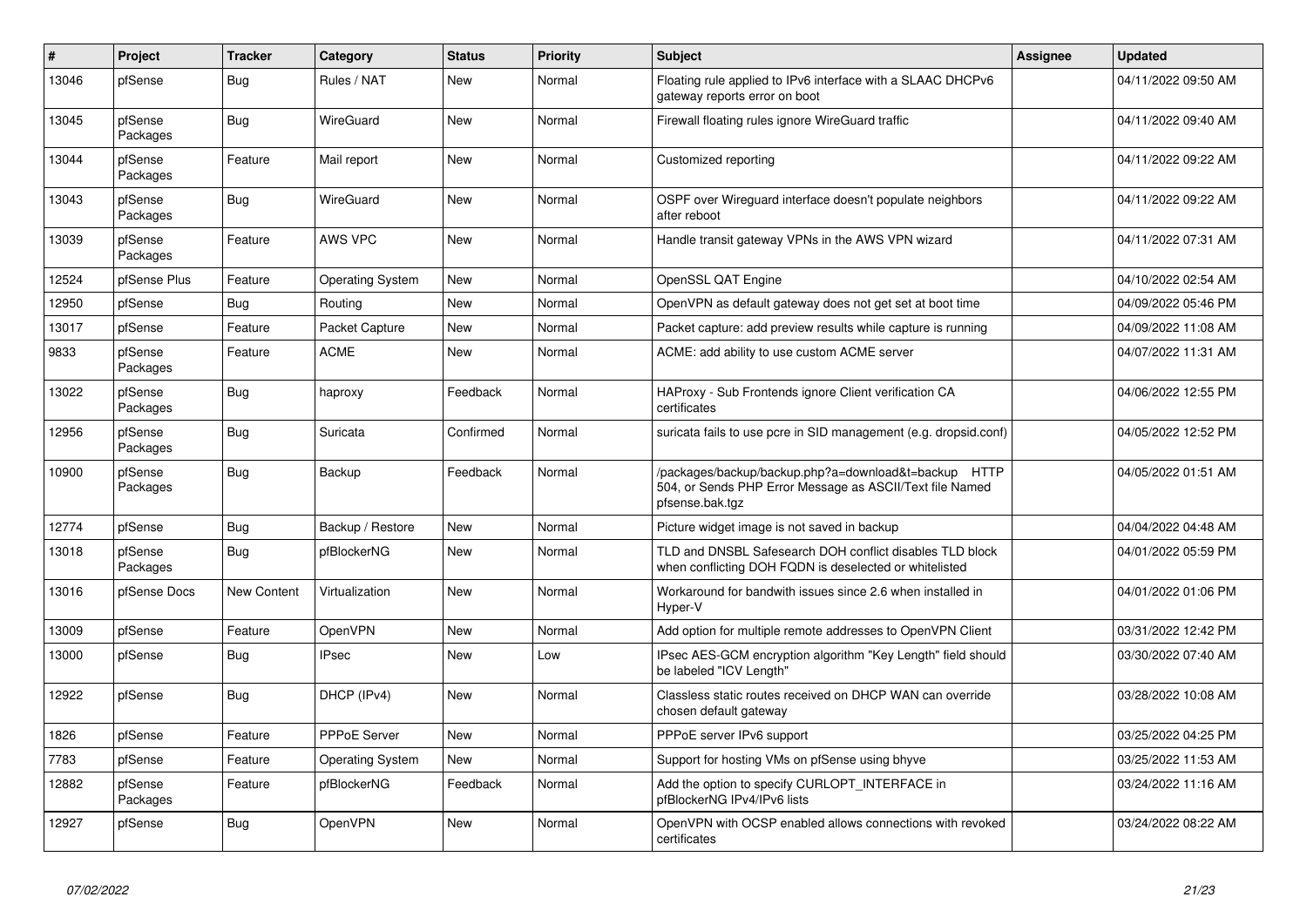| # | Project | Tracker | Category | Status | Priority | Subject | Assignee | Updated |
|---|---|---|---|---|---|---|---|---|
| 13046 | pfSense | Bug | Rules / NAT | New | Normal | Floating rule applied to IPv6 interface with a SLAAC DHCPv6 gateway reports error on boot | | 04/11/2022 09:50 AM |
| 13045 | pfSense Packages | Bug | WireGuard | New | Normal | Firewall floating rules ignore WireGuard traffic | | 04/11/2022 09:40 AM |
| 13044 | pfSense Packages | Feature | Mail report | New | Normal | Customized reporting | | 04/11/2022 09:22 AM |
| 13043 | pfSense Packages | Bug | WireGuard | New | Normal | OSPF over Wireguard interface doesn't populate neighbors after reboot | | 04/11/2022 09:22 AM |
| 13039 | pfSense Packages | Feature | AWS VPC | New | Normal | Handle transit gateway VPNs in the AWS VPN wizard | | 04/11/2022 07:31 AM |
| 12524 | pfSense Plus | Feature | Operating System | New | Normal | OpenSSL QAT Engine | | 04/10/2022 02:54 AM |
| 12950 | pfSense | Bug | Routing | New | Normal | OpenVPN as default gateway does not get set at boot time | | 04/09/2022 05:46 PM |
| 13017 | pfSense | Feature | Packet Capture | New | Normal | Packet capture: add preview results while capture is running | | 04/09/2022 11:08 AM |
| 9833 | pfSense Packages | Feature | ACME | New | Normal | ACME: add ability to use custom ACME server | | 04/07/2022 11:31 AM |
| 13022 | pfSense Packages | Bug | haproxy | Feedback | Normal | HAProxy - Sub Frontends ignore Client verification CA certificates | | 04/06/2022 12:55 PM |
| 12956 | pfSense Packages | Bug | Suricata | Confirmed | Normal | suricata fails to use pcre in SID management (e.g. dropsid.conf) | | 04/05/2022 12:52 PM |
| 10900 | pfSense Packages | Bug | Backup | Feedback | Normal | /packages/backup/backup.php?a=download&t=backup HTTP 504, or Sends PHP Error Message as ASCII/Text file Named pfsense.bak.tgz | | 04/05/2022 01:51 AM |
| 12774 | pfSense | Bug | Backup / Restore | New | Normal | Picture widget image is not saved in backup | | 04/04/2022 04:48 AM |
| 13018 | pfSense Packages | Bug | pfBlockerNG | New | Normal | TLD and DNSBL Safesearch DOH conflict disables TLD block when conflicting DOH FQDN is deselected or whitelisted | | 04/01/2022 05:59 PM |
| 13016 | pfSense Docs | New Content | Virtualization | New | Normal | Workaround for bandwith issues since 2.6 when installed in Hyper-V | | 04/01/2022 01:06 PM |
| 13009 | pfSense | Feature | OpenVPN | New | Normal | Add option for multiple remote addresses to OpenVPN Client | | 03/31/2022 12:42 PM |
| 13000 | pfSense | Bug | IPsec | New | Low | IPsec AES-GCM encryption algorithm "Key Length" field should be labeled "ICV Length" | | 03/30/2022 07:40 AM |
| 12922 | pfSense | Bug | DHCP (IPv4) | New | Normal | Classless static routes received on DHCP WAN can override chosen default gateway | | 03/28/2022 10:08 AM |
| 1826 | pfSense | Feature | PPPoE Server | New | Normal | PPPoE server IPv6 support | | 03/25/2022 04:25 PM |
| 7783 | pfSense | Feature | Operating System | New | Normal | Support for hosting VMs on pfSense using bhyve | | 03/25/2022 11:53 AM |
| 12882 | pfSense Packages | Feature | pfBlockerNG | Feedback | Normal | Add the option to specify CURLOPT_INTERFACE in pfBlockerNG IPv4/IPv6 lists | | 03/24/2022 11:16 AM |
| 12927 | pfSense | Bug | OpenVPN | New | Normal | OpenVPN with OCSP enabled allows connections with revoked certificates | | 03/24/2022 08:22 AM |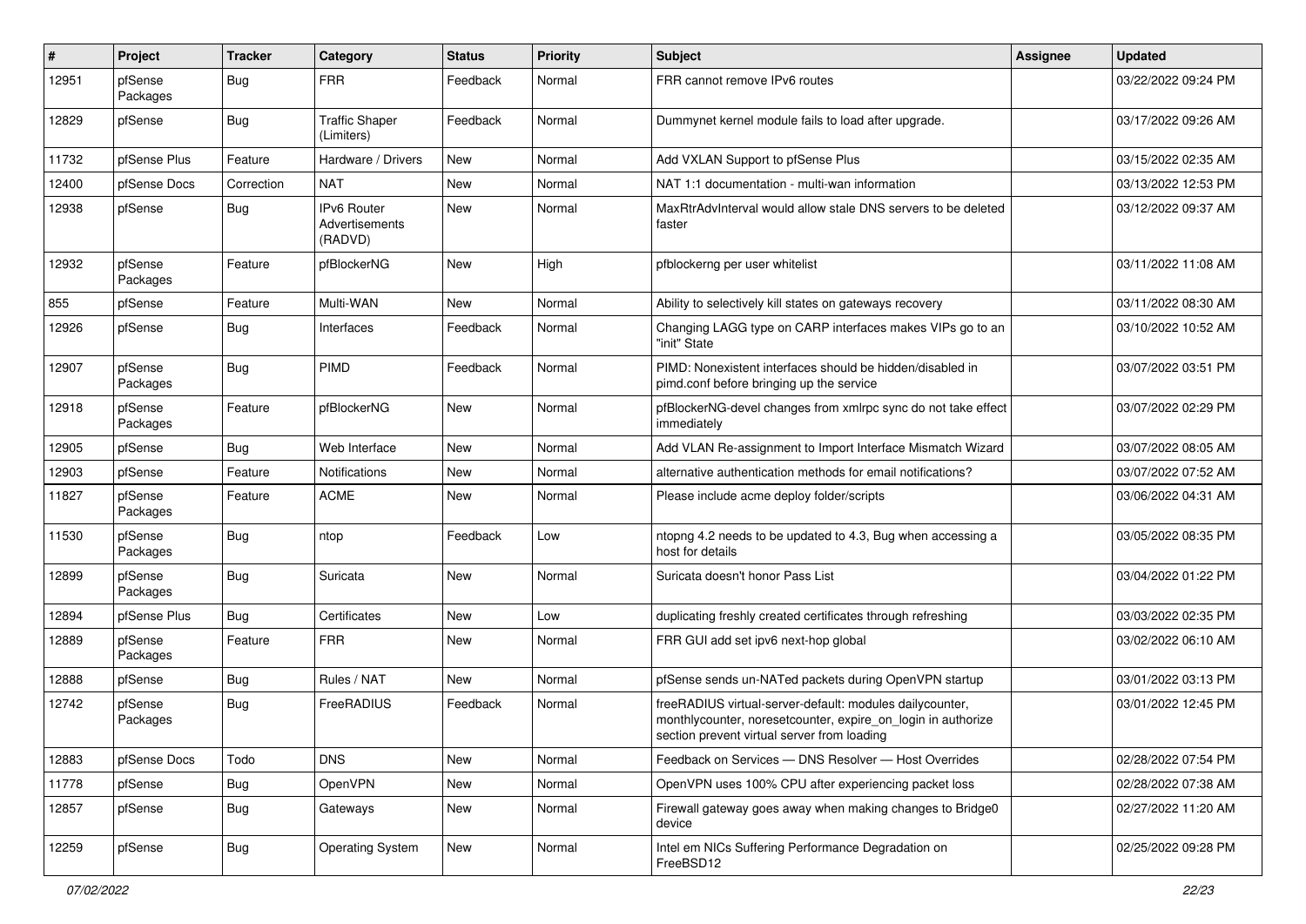| # | Project | Tracker | Category | Status | Priority | Subject | Assignee | Updated |
|---|---|---|---|---|---|---|---|---|
| 12951 | pfSense Packages | Bug | FRR | Feedback | Normal | FRR cannot remove IPv6 routes | | 03/22/2022 09:24 PM |
| 12829 | pfSense | Bug | Traffic Shaper (Limiters) | Feedback | Normal | Dummynet kernel module fails to load after upgrade. | | 03/17/2022 09:26 AM |
| 11732 | pfSense Plus | Feature | Hardware / Drivers | New | Normal | Add VXLAN Support to pfSense Plus | | 03/15/2022 02:35 AM |
| 12400 | pfSense Docs | Correction | NAT | New | Normal | NAT 1:1 documentation - multi-wan information | | 03/13/2022 12:53 PM |
| 12938 | pfSense | Bug | IPv6 Router Advertisements (RADVD) | New | Normal | MaxRtrAdvInterval would allow stale DNS servers to be deleted faster | | 03/12/2022 09:37 AM |
| 12932 | pfSense Packages | Feature | pfBlockerNG | New | High | pfblockerng per user whitelist | | 03/11/2022 11:08 AM |
| 855 | pfSense | Feature | Multi-WAN | New | Normal | Ability to selectively kill states on gateways recovery | | 03/11/2022 08:30 AM |
| 12926 | pfSense | Bug | Interfaces | Feedback | Normal | Changing LAGG type on CARP interfaces makes VIPs go to an "init" State | | 03/10/2022 10:52 AM |
| 12907 | pfSense Packages | Bug | PIMD | Feedback | Normal | PIMD: Nonexistent interfaces should be hidden/disabled in pimd.conf before bringing up the service | | 03/07/2022 03:51 PM |
| 12918 | pfSense Packages | Feature | pfBlockerNG | New | Normal | pfBlockerNG-devel changes from xmlrpc sync do not take effect immediately | | 03/07/2022 02:29 PM |
| 12905 | pfSense | Bug | Web Interface | New | Normal | Add VLAN Re-assignment to Import Interface Mismatch Wizard | | 03/07/2022 08:05 AM |
| 12903 | pfSense | Feature | Notifications | New | Normal | alternative authentication methods for email notifications? | | 03/07/2022 07:52 AM |
| 11827 | pfSense Packages | Feature | ACME | New | Normal | Please include acme deploy folder/scripts | | 03/06/2022 04:31 AM |
| 11530 | pfSense Packages | Bug | ntop | Feedback | Low | ntopng 4.2 needs to be updated to 4.3, Bug when accessing a host for details | | 03/05/2022 08:35 PM |
| 12899 | pfSense Packages | Bug | Suricata | New | Normal | Suricata doesn't honor Pass List | | 03/04/2022 01:22 PM |
| 12894 | pfSense Plus | Bug | Certificates | New | Low | duplicating freshly created certificates through refreshing | | 03/03/2022 02:35 PM |
| 12889 | pfSense Packages | Feature | FRR | New | Normal | FRR GUI add set ipv6 next-hop global | | 03/02/2022 06:10 AM |
| 12888 | pfSense | Bug | Rules / NAT | New | Normal | pfSense sends un-NATed packets during OpenVPN startup | | 03/01/2022 03:13 PM |
| 12742 | pfSense Packages | Bug | FreeRADIUS | Feedback | Normal | freeRADIUS virtual-server-default: modules dailycounter, monthlycounter, noresetcounter, expire_on_login in authorize section prevent virtual server from loading | | 03/01/2022 12:45 PM |
| 12883 | pfSense Docs | Todo | DNS | New | Normal | Feedback on Services — DNS Resolver — Host Overrides | | 02/28/2022 07:54 PM |
| 11778 | pfSense | Bug | OpenVPN | New | Normal | OpenVPN uses 100% CPU after experiencing packet loss | | 02/28/2022 07:38 AM |
| 12857 | pfSense | Bug | Gateways | New | Normal | Firewall gateway goes away when making changes to Bridge0 device | | 02/27/2022 11:20 AM |
| 12259 | pfSense | Bug | Operating System | New | Normal | Intel em NICs Suffering Performance Degradation on FreeBSD12 | | 02/25/2022 09:28 PM |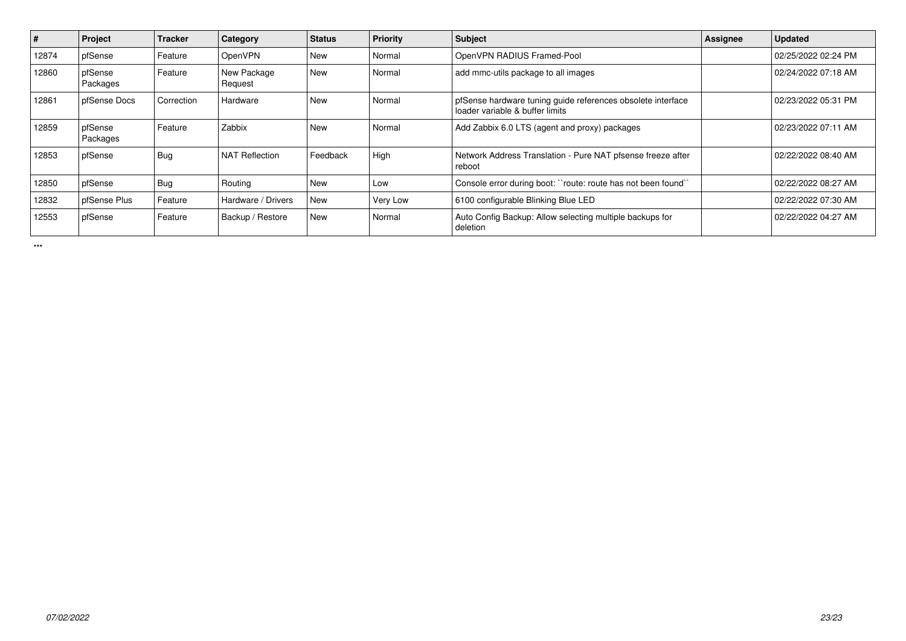| # | Project | Tracker | Category | Status | Priority | Subject | Assignee | Updated |
|---|---|---|---|---|---|---|---|---|
| 12874 | pfSense | Feature | OpenVPN | New | Normal | OpenVPN RADIUS Framed-Pool | | 02/25/2022 02:24 PM |
| 12860 | pfSense Packages | Feature | New Package Request | New | Normal | add mmc-utils package to all images | | 02/24/2022 07:18 AM |
| 12861 | pfSense Docs | Correction | Hardware | New | Normal | pfSense hardware tuning guide references obsolete interface loader variable & buffer limits | | 02/23/2022 05:31 PM |
| 12859 | pfSense Packages | Feature | Zabbix | New | Normal | Add Zabbix 6.0 LTS (agent and proxy) packages | | 02/23/2022 07:11 AM |
| 12853 | pfSense | Bug | NAT Reflection | Feedback | High | Network Address Translation - Pure NAT pfsense freeze after reboot | | 02/22/2022 08:40 AM |
| 12850 | pfSense | Bug | Routing | New | Low | Console error during boot: ``route: route has not been found`` | | 02/22/2022 08:27 AM |
| 12832 | pfSense Plus | Feature | Hardware / Drivers | New | Very Low | 6100 configurable Blinking Blue LED | | 02/22/2022 07:30 AM |
| 12553 | pfSense | Feature | Backup / Restore | New | Normal | Auto Config Backup: Allow selecting multiple backups for deletion | | 02/22/2022 04:27 AM |

...